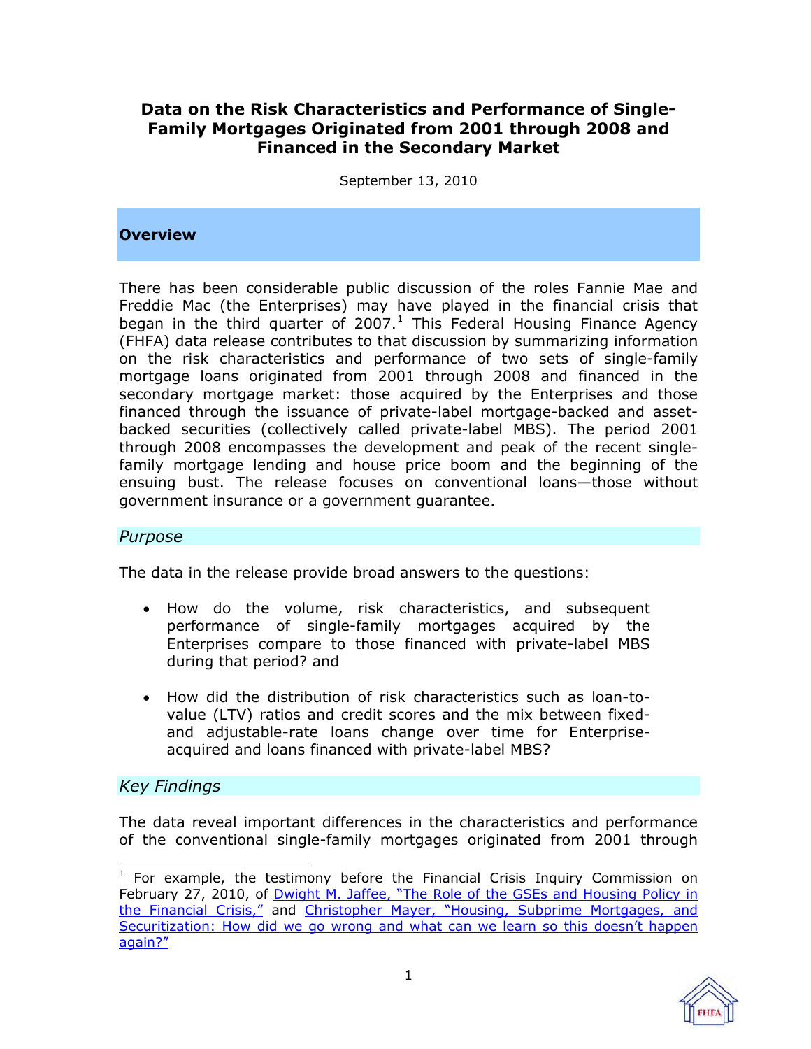# Data on the Risk Characteristics and Performance of Single-Family Mortgages Originated from 2001 through 2008 and Financed in the Secondary Market

September 13, 2010

## Overview

There has been considerable public discussion of the roles Fannie Mae and Freddie Mac (the Enterprises) may have played in the financial crisis that began in the third quarter of 2007.[1] This Federal Housing Finance Agency (FHFA) data release contributes to that discussion by summarizing information on the risk characteristics and performance of two sets of single-family mortgage loans originated from 2001 through 2008 and financed in the secondary mortgage market: those acquired by the Enterprises and those financed through the issuance of private-label mortgage-backed and asset-backed securities (collectively called private-label MBS). The period 2001 through 2008 encompasses the development and peak of the recent single-family mortgage lending and house price boom and the beginning of the ensuing bust. The release focuses on conventional loans—those without government insurance or a government guarantee.

### *Purpose*

The data in the release provide broad answers to the questions:

- How do the volume, risk characteristics, and subsequent performance of single-family mortgages acquired by the Enterprises compare to those financed with private-label MBS during that period? and
- How did the distribution of risk characteristics such as loan-to-value (LTV) ratios and credit scores and the mix between fixed- and adjustable-rate loans change over time for Enterprise-acquired and loans financed with private-label MBS?

### *Key Findings*

The data reveal important differences in the characteristics and performance of the conventional single-family mortgages originated from 2001 through

[1] For example, the testimony before the Financial Crisis Inquiry Commission on February 27, 2010, of Dwight M. Jaffee, "The Role of the GSEs and Housing Policy in the Financial Crisis," and Christopher Mayer, "Housing, Subprime Mortgages, and Securitization: How did we go wrong and what can we learn so this doesn't happen again?"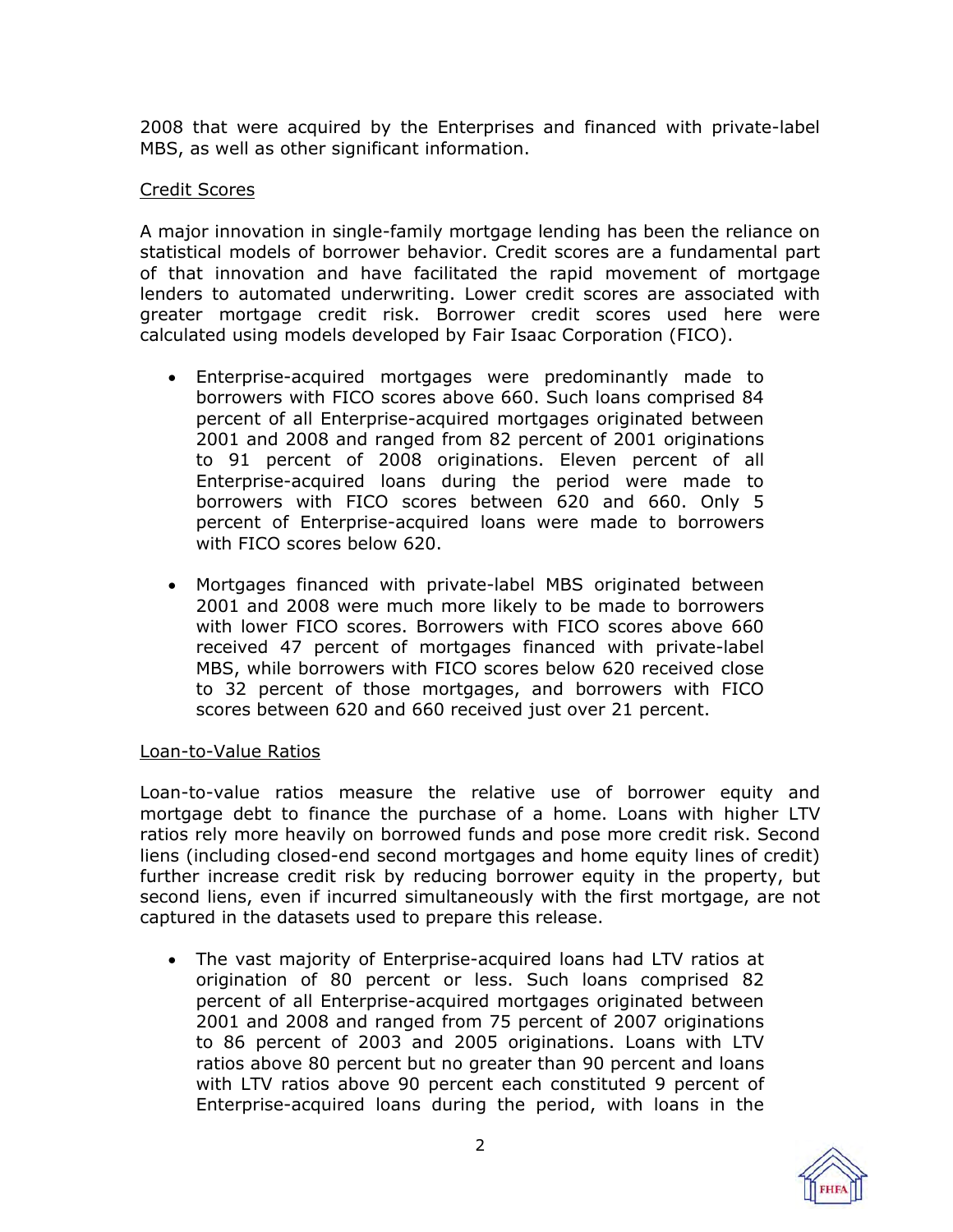2008 that were acquired by the Enterprises and financed with private-label MBS, as well as other significant information.

### Credit Scores

A major innovation in single-family mortgage lending has been the reliance on statistical models of borrower behavior. Credit scores are a fundamental part of that innovation and have facilitated the rapid movement of mortgage lenders to automated underwriting. Lower credit scores are associated with greater mortgage credit risk. Borrower credit scores used here were calculated using models developed by Fair Isaac Corporation (FICO).

- Enterprise-acquired mortgages were predominantly made to borrowers with FICO scores above 660. Such loans comprised 84 percent of all Enterprise-acquired mortgages originated between 2001 and 2008 and ranged from 82 percent of 2001 originations to 91 percent of 2008 originations. Eleven percent of all Enterprise-acquired loans during the period were made to borrowers with FICO scores between 620 and 660. Only 5 percent of Enterprise-acquired loans were made to borrowers with FICO scores below 620.

- Mortgages financed with private-label MBS originated between 2001 and 2008 were much more likely to be made to borrowers with lower FICO scores. Borrowers with FICO scores above 660 received 47 percent of mortgages financed with private-label MBS, while borrowers with FICO scores below 620 received close to 32 percent of those mortgages, and borrowers with FICO scores between 620 and 660 received just over 21 percent.

### Loan-to-Value Ratios

Loan-to-value ratios measure the relative use of borrower equity and mortgage debt to finance the purchase of a home. Loans with higher LTV ratios rely more heavily on borrowed funds and pose more credit risk. Second liens (including closed-end second mortgages and home equity lines of credit) further increase credit risk by reducing borrower equity in the property, but second liens, even if incurred simultaneously with the first mortgage, are not captured in the datasets used to prepare this release.

- The vast majority of Enterprise-acquired loans had LTV ratios at origination of 80 percent or less. Such loans comprised 82 percent of all Enterprise-acquired mortgages originated between 2001 and 2008 and ranged from 75 percent of 2007 originations to 86 percent of 2003 and 2005 originations. Loans with LTV ratios above 80 percent but no greater than 90 percent and loans with LTV ratios above 90 percent each constituted 9 percent of Enterprise-acquired loans during the period, with loans in the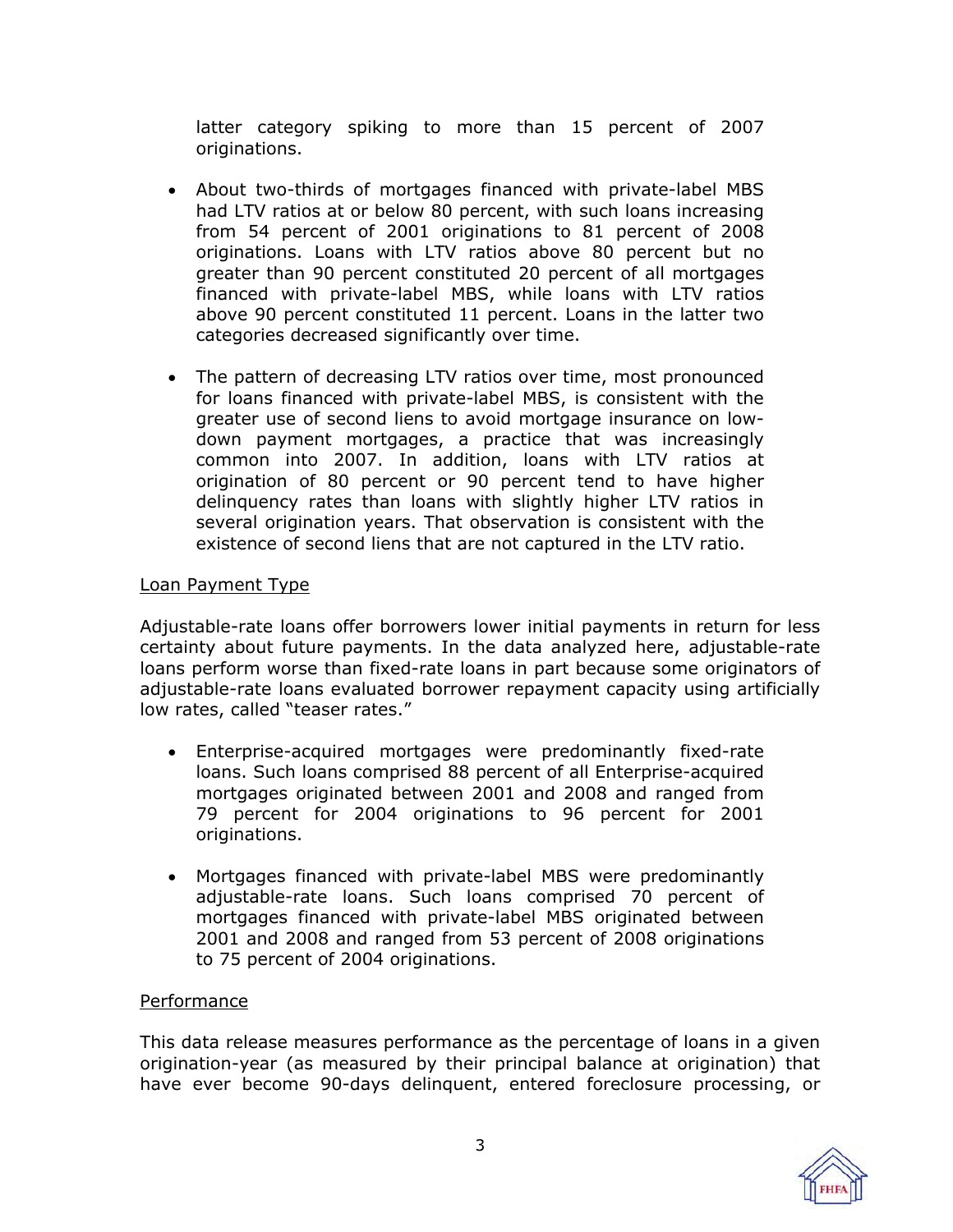latter category spiking to more than 15 percent of 2007 originations.

- About two-thirds of mortgages financed with private-label MBS had LTV ratios at or below 80 percent, with such loans increasing from 54 percent of 2001 originations to 81 percent of 2008 originations. Loans with LTV ratios above 80 percent but no greater than 90 percent constituted 20 percent of all mortgages financed with private-label MBS, while loans with LTV ratios above 90 percent constituted 11 percent. Loans in the latter two categories decreased significantly over time.

- The pattern of decreasing LTV ratios over time, most pronounced for loans financed with private-label MBS, is consistent with the greater use of second liens to avoid mortgage insurance on low-down payment mortgages, a practice that was increasingly common into 2007. In addition, loans with LTV ratios at origination of 80 percent or 90 percent tend to have higher delinquency rates than loans with slightly higher LTV ratios in several origination years. That observation is consistent with the existence of second liens that are not captured in the LTV ratio.

Loan Payment Type

Adjustable-rate loans offer borrowers lower initial payments in return for less certainty about future payments. In the data analyzed here, adjustable-rate loans perform worse than fixed-rate loans in part because some originators of adjustable-rate loans evaluated borrower repayment capacity using artificially low rates, called "teaser rates."

- Enterprise-acquired mortgages were predominantly fixed-rate loans. Such loans comprised 88 percent of all Enterprise-acquired mortgages originated between 2001 and 2008 and ranged from 79 percent for 2004 originations to 96 percent for 2001 originations.

- Mortgages financed with private-label MBS were predominantly adjustable-rate loans. Such loans comprised 70 percent of mortgages financed with private-label MBS originated between 2001 and 2008 and ranged from 53 percent of 2008 originations to 75 percent of 2004 originations.

Performance

This data release measures performance as the percentage of loans in a given origination-year (as measured by their principal balance at origination) that have ever become 90-days delinquent, entered foreclosure processing, or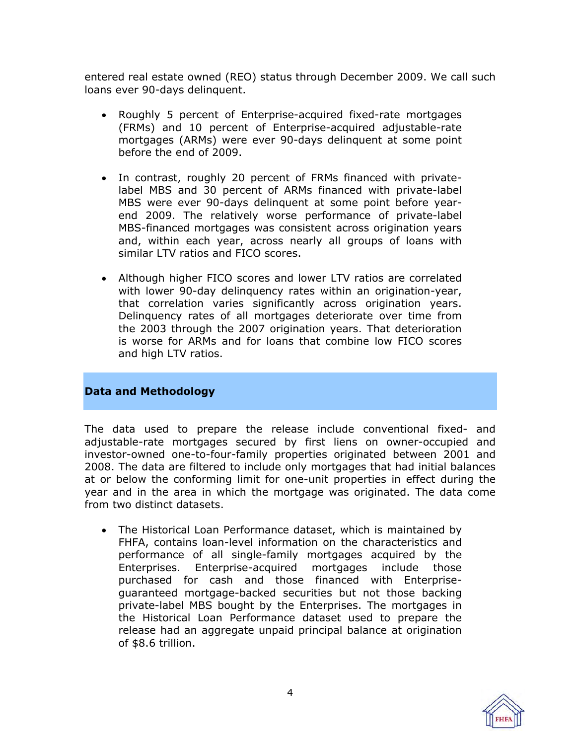entered real estate owned (REO) status through December 2009. We call such loans ever 90-days delinquent.

- Roughly 5 percent of Enterprise-acquired fixed-rate mortgages (FRMs) and 10 percent of Enterprise-acquired adjustable-rate mortgages (ARMs) were ever 90-days delinquent at some point before the end of 2009.

- In contrast, roughly 20 percent of FRMs financed with private-label MBS and 30 percent of ARMs financed with private-label MBS were ever 90-days delinquent at some point before year-end 2009. The relatively worse performance of private-label MBS-financed mortgages was consistent across origination years and, within each year, across nearly all groups of loans with similar LTV ratios and FICO scores.

- Although higher FICO scores and lower LTV ratios are correlated with lower 90-day delinquency rates within an origination-year, that correlation varies significantly across origination years. Delinquency rates of all mortgages deteriorate over time from the 2003 through the 2007 origination years. That deterioration is worse for ARMs and for loans that combine low FICO scores and high LTV ratios.

## Data and Methodology

The data used to prepare the release include conventional fixed- and adjustable-rate mortgages secured by first liens on owner-occupied and investor-owned one-to-four-family properties originated between 2001 and 2008. The data are filtered to include only mortgages that had initial balances at or below the conforming limit for one-unit properties in effect during the year and in the area in which the mortgage was originated. The data come from two distinct datasets.

- The Historical Loan Performance dataset, which is maintained by FHFA, contains loan-level information on the characteristics and performance of all single-family mortgages acquired by the Enterprises. Enterprise-acquired mortgages include those purchased for cash and those financed with Enterprise-guaranteed mortgage-backed securities but not those backing private-label MBS bought by the Enterprises. The mortgages in the Historical Loan Performance dataset used to prepare the release had an aggregate unpaid principal balance at origination of $8.6 trillion.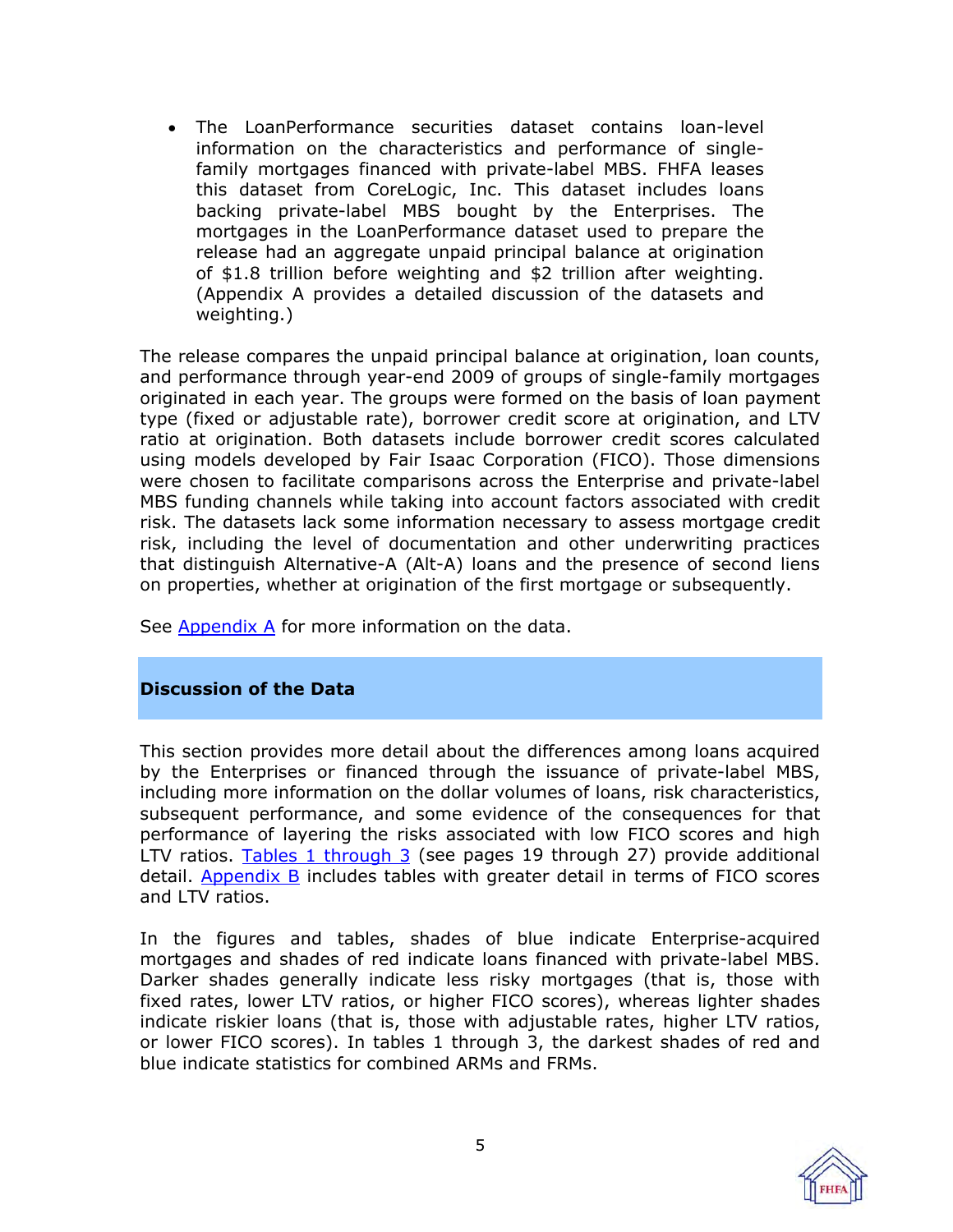- The LoanPerformance securities dataset contains loan-level information on the characteristics and performance of single-family mortgages financed with private-label MBS. FHFA leases this dataset from CoreLogic, Inc. This dataset includes loans backing private-label MBS bought by the Enterprises. The mortgages in the LoanPerformance dataset used to prepare the release had an aggregate unpaid principal balance at origination of $1.8 trillion before weighting and $2 trillion after weighting. (Appendix A provides a detailed discussion of the datasets and weighting.)

The release compares the unpaid principal balance at origination, loan counts, and performance through year-end 2009 of groups of single-family mortgages originated in each year. The groups were formed on the basis of loan payment type (fixed or adjustable rate), borrower credit score at origination, and LTV ratio at origination. Both datasets include borrower credit scores calculated using models developed by Fair Isaac Corporation (FICO). Those dimensions were chosen to facilitate comparisons across the Enterprise and private-label MBS funding channels while taking into account factors associated with credit risk. The datasets lack some information necessary to assess mortgage credit risk, including the level of documentation and other underwriting practices that distinguish Alternative-A (Alt-A) loans and the presence of second liens on properties, whether at origination of the first mortgage or subsequently.

See Appendix A for more information on the data.

## Discussion of the Data

This section provides more detail about the differences among loans acquired by the Enterprises or financed through the issuance of private-label MBS, including more information on the dollar volumes of loans, risk characteristics, subsequent performance, and some evidence of the consequences for that performance of layering the risks associated with low FICO scores and high LTV ratios. Tables 1 through 3 (see pages 19 through 27) provide additional detail. Appendix B includes tables with greater detail in terms of FICO scores and LTV ratios.

In the figures and tables, shades of blue indicate Enterprise-acquired mortgages and shades of red indicate loans financed with private-label MBS. Darker shades generally indicate less risky mortgages (that is, those with fixed rates, lower LTV ratios, or higher FICO scores), whereas lighter shades indicate riskier loans (that is, those with adjustable rates, higher LTV ratios, or lower FICO scores). In tables 1 through 3, the darkest shades of red and blue indicate statistics for combined ARMs and FRMs.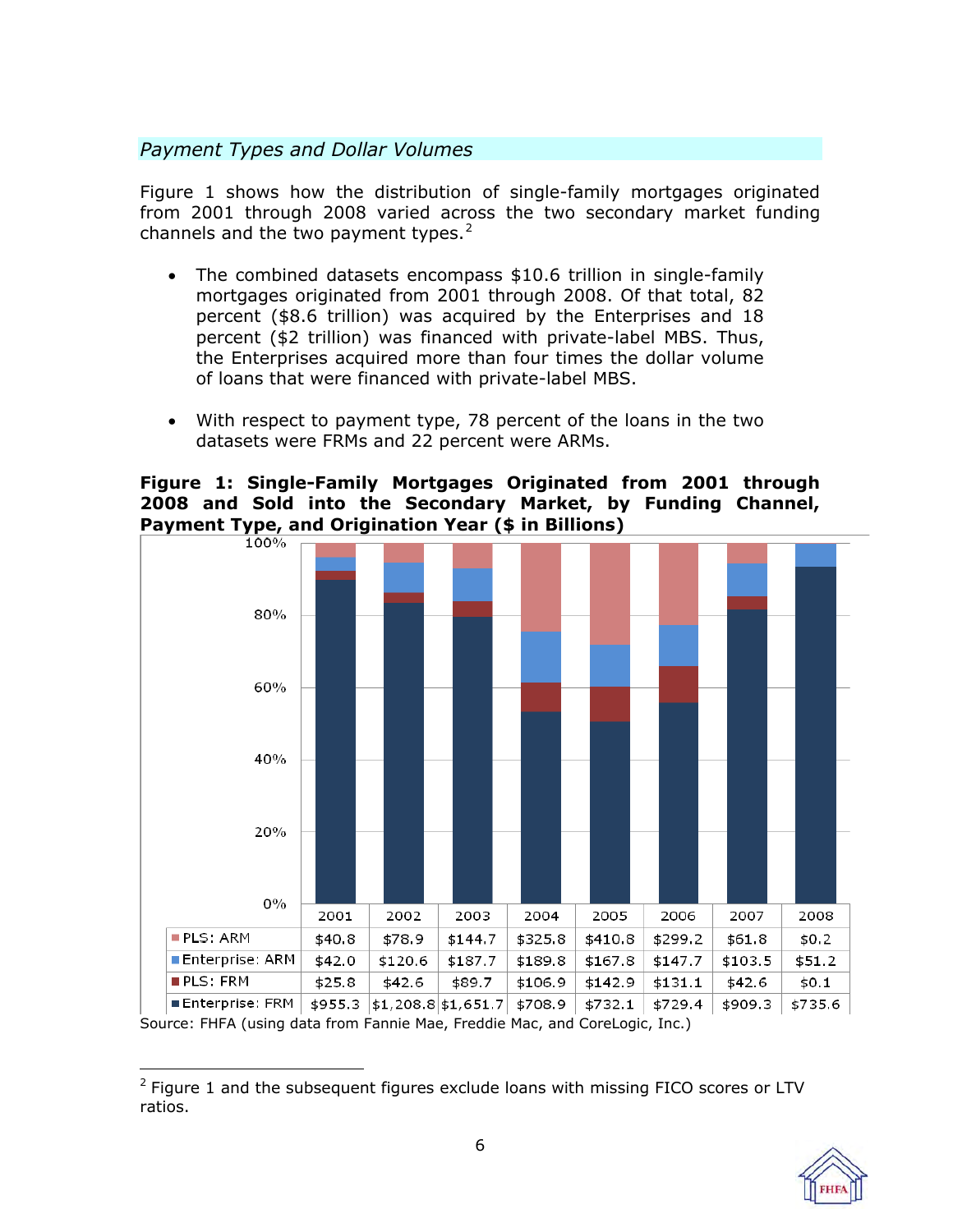*Payment Types and Dollar Volumes*

Figure 1 shows how the distribution of single-family mortgages originated from 2001 through 2008 varied across the two secondary market funding channels and the two payment types.[2]

- The combined datasets encompass $10.6 trillion in single-family mortgages originated from 2001 through 2008. Of that total, 82 percent ($8.6 trillion) was acquired by the Enterprises and 18 percent ($2 trillion) was financed with private-label MBS. Thus, the Enterprises acquired more than four times the dollar volume of loans that were financed with private-label MBS.
- With respect to payment type, 78 percent of the loans in the two datasets were FRMs and 22 percent were ARMs.

**Figure 1: Single-Family Mortgages Originated from 2001 through 2008 and Sold into the Secondary Market, by Funding Channel, Payment Type, and Origination Year ($ in Billions)**

| | 2001 | 2002 | 2003 | 2004 | 2005 | 2006 | 2007 | 2008 |
|---|---|---|---|---|---|---|---|---|
| PLS: ARM | $40.8 | $78.9 | $144.7 | $325.8 | $410.8 | $299.2 | $61.8 | $0.2 |
| Enterprise: ARM | $42.0 | $120.6 | $187.7 | $189.8 | $167.8 | $147.7 | $103.5 | $51.2 |
| PLS: FRM | $25.8 | $42.6 | $89.7 | $106.9 | $142.9 | $131.1 | $42.6 | $0.1 |
| Enterprise: FRM | $955.3 | $1,208.8 | $1,651.7 | $708.9 | $732.1 | $729.4 | $909.3 | $735.6 |

Source: FHFA (using data from Fannie Mae, Freddie Mac, and CoreLogic, Inc.)

[2] Figure 1 and the subsequent figures exclude loans with missing FICO scores or LTV ratios.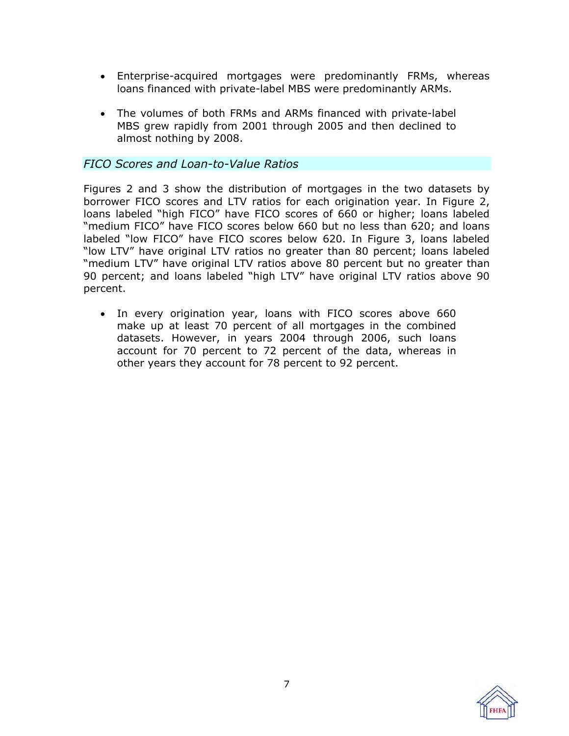- Enterprise-acquired mortgages were predominantly FRMs, whereas loans financed with private-label MBS were predominantly ARMs.
- The volumes of both FRMs and ARMs financed with private-label MBS grew rapidly from 2001 through 2005 and then declined to almost nothing by 2008.

### *FICO Scores and Loan-to-Value Ratios*

Figures 2 and 3 show the distribution of mortgages in the two datasets by borrower FICO scores and LTV ratios for each origination year. In Figure 2, loans labeled "high FICO" have FICO scores of 660 or higher; loans labeled "medium FICO" have FICO scores below 660 but no less than 620; and loans labeled "low FICO" have FICO scores below 620. In Figure 3, loans labeled "low LTV" have original LTV ratios no greater than 80 percent; loans labeled "medium LTV" have original LTV ratios above 80 percent but no greater than 90 percent; and loans labeled "high LTV" have original LTV ratios above 90 percent.

- In every origination year, loans with FICO scores above 660 make up at least 70 percent of all mortgages in the combined datasets. However, in years 2004 through 2006, such loans account for 70 percent to 72 percent of the data, whereas in other years they account for 78 percent to 92 percent.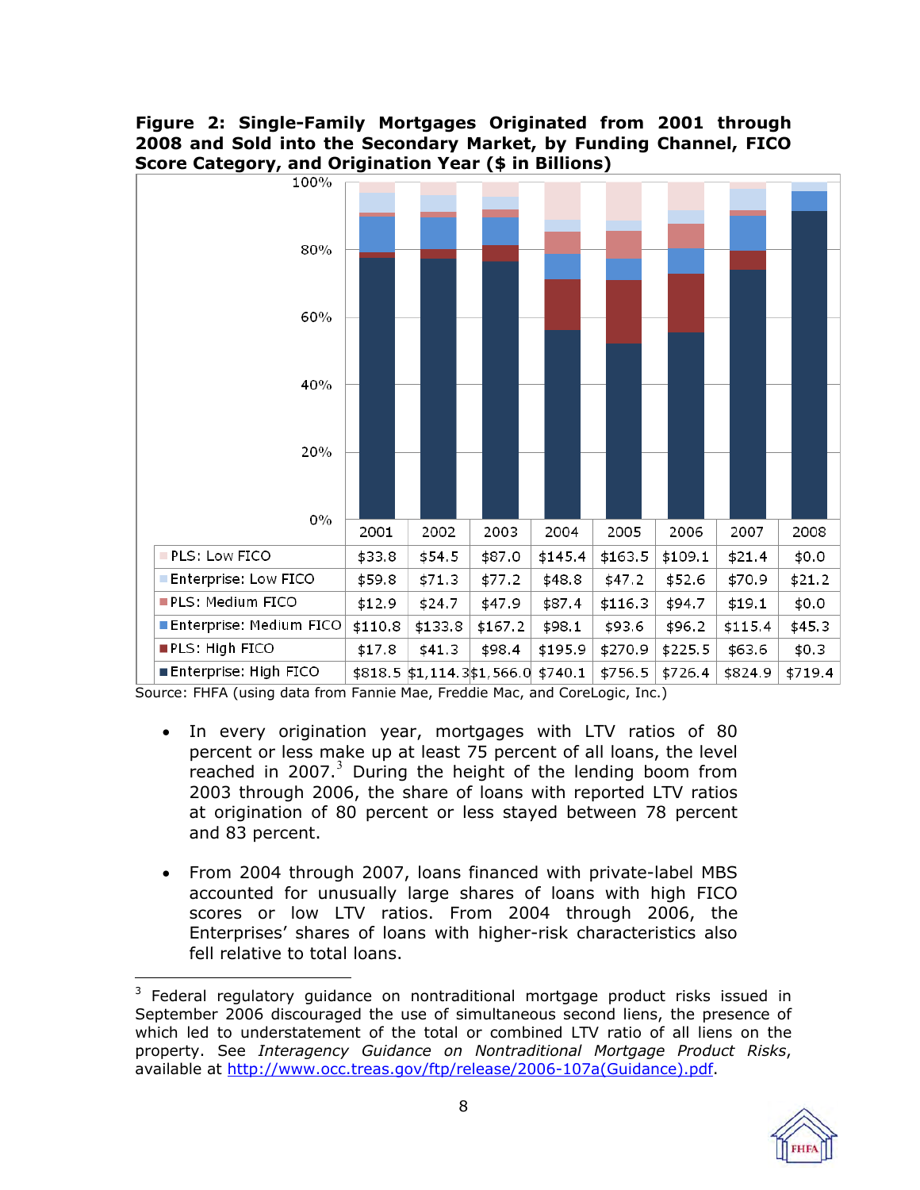**Figure 2: Single-Family Mortgages Originated from 2001 through 2008 and Sold into the Secondary Market, by Funding Channel, FICO Score Category, and Origination Year ($ in Billions)**

| | 2001 | 2002 | 2003 | 2004 | 2005 | 2006 | 2007 | 2008 |
|---|---|---|---|---|---|---|---|---|
| PLS: Low FICO | $33.8 | $54.5 | $87.0 | $145.4 | $163.5 | $109.1 | $21.4 | $0.0 |
| Enterprise: Low FICO | $59.8 | $71.3 | $77.2 | $48.8 | $47.2 | $52.6 | $70.9 | $21.2 |
| PLS: Medium FICO | $12.9 | $24.7 | $47.9 | $87.4 | $116.3 | $94.7 | $19.1 | $0.0 |
| Enterprise: Medium FICO | $110.8 | $133.8 | $167.2 | $98.1 | $93.6 | $96.2 | $115.4 | $45.3 |
| PLS: High FICO | $17.8 | $41.3 | $98.4 | $195.9 | $270.9 | $225.5 | $63.6 | $0.3 |
| Enterprise: High FICO | $818.5 | $1,114.3 | $1,566.0 | $740.1 | $756.5 | $726.4 | $824.9 | $719.4 |

Source: FHFA (using data from Fannie Mae, Freddie Mac, and CoreLogic, Inc.)

- In every origination year, mortgages with LTV ratios of 80 percent or less make up at least 75 percent of all loans, the level reached in 2007.[3] During the height of the lending boom from 2003 through 2006, the share of loans with reported LTV ratios at origination of 80 percent or less stayed between 78 percent and 83 percent.

- From 2004 through 2007, loans financed with private-label MBS accounted for unusually large shares of loans with high FICO scores or low LTV ratios. From 2004 through 2006, the Enterprises' shares of loans with higher-risk characteristics also fell relative to total loans.

[3] Federal regulatory guidance on nontraditional mortgage product risks issued in September 2006 discouraged the use of simultaneous second liens, the presence of which led to understatement of the total or combined LTV ratio of all liens on the property. See *Interagency Guidance on Nontraditional Mortgage Product Risks*, available at http://www.occ.treas.gov/ftp/release/2006-107a(Guidance).pdf.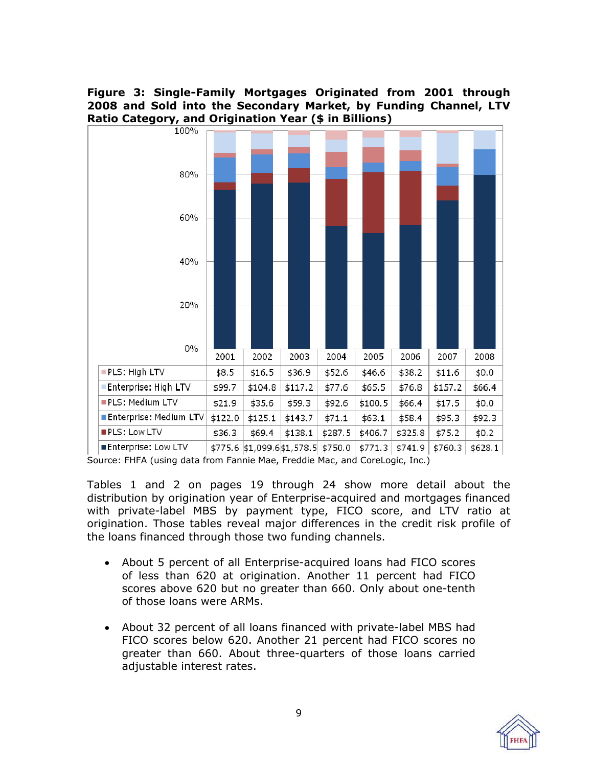**Figure 3: Single-Family Mortgages Originated from 2001 through 2008 and Sold into the Secondary Market, by Funding Channel, LTV Ratio Category, and Origination Year ($ in Billions)**

| | 2001 | 2002 | 2003 | 2004 | 2005 | 2006 | 2007 | 2008 |
|---|---|---|---|---|---|---|---|---|
| PLS: High LTV | $8.5 | $16.5 | $36.9 | $52.6 | $46.6 | $38.2 | $11.6 | $0.0 |
| Enterprise: High LTV | $99.7 | $104.8 | $117.2 | $77.6 | $65.5 | $76.8 | $157.2 | $66.4 |
| PLS: Medium LTV | $21.9 | $35.6 | $59.3 | $92.6 | $100.5 | $66.4 | $17.5 | $0.0 |
| Enterprise: Medium LTV | $122.0 | $125.1 | $143.7 | $71.1 | $63.1 | $58.4 | $95.3 | $92.3 |
| PLS: Low LTV | $36.3 | $69.4 | $138.1 | $287.5 | $406.7 | $325.8 | $75.2 | $0.2 |
| Enterprise: Low LTV | $775.6 | $1,099.6 | $1,578.5 | $750.0 | $771.3 | $741.9 | $760.3 | $628.1 |

Source: FHFA (using data from Fannie Mae, Freddie Mac, and CoreLogic, Inc.)

Tables 1 and 2 on pages 19 through 24 show more detail about the distribution by origination year of Enterprise-acquired and mortgages financed with private-label MBS by payment type, FICO score, and LTV ratio at origination. Those tables reveal major differences in the credit risk profile of the loans financed through those two funding channels.

- About 5 percent of all Enterprise-acquired loans had FICO scores of less than 620 at origination. Another 11 percent had FICO scores above 620 but no greater than 660. Only about one-tenth of those loans were ARMs.
- About 32 percent of all loans financed with private-label MBS had FICO scores below 620. Another 21 percent had FICO scores no greater than 660. About three-quarters of those loans carried adjustable interest rates.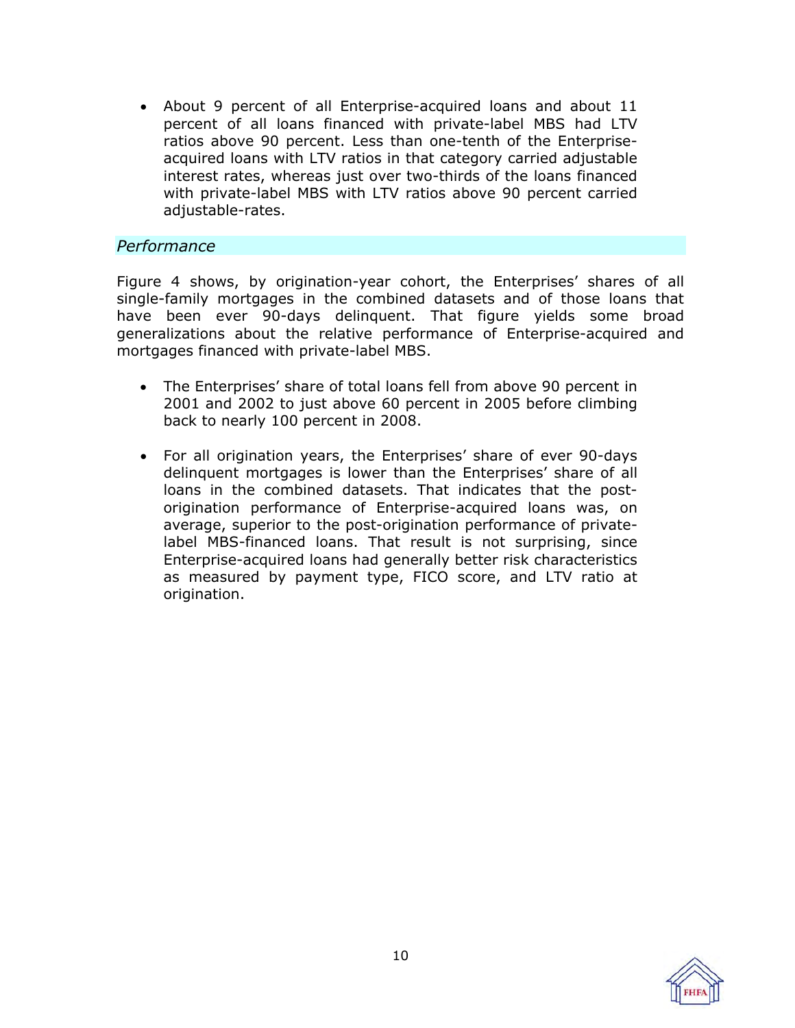- About 9 percent of all Enterprise-acquired loans and about 11 percent of all loans financed with private-label MBS had LTV ratios above 90 percent. Less than one-tenth of the Enterprise-acquired loans with LTV ratios in that category carried adjustable interest rates, whereas just over two-thirds of the loans financed with private-label MBS with LTV ratios above 90 percent carried adjustable-rates.

### *Performance*

Figure 4 shows, by origination-year cohort, the Enterprises' shares of all single-family mortgages in the combined datasets and of those loans that have been ever 90-days delinquent. That figure yields some broad generalizations about the relative performance of Enterprise-acquired and mortgages financed with private-label MBS.

- The Enterprises' share of total loans fell from above 90 percent in 2001 and 2002 to just above 60 percent in 2005 before climbing back to nearly 100 percent in 2008.

- For all origination years, the Enterprises' share of ever 90-days delinquent mortgages is lower than the Enterprises' share of all loans in the combined datasets. That indicates that the post-origination performance of Enterprise-acquired loans was, on average, superior to the post-origination performance of private-label MBS-financed loans. That result is not surprising, since Enterprise-acquired loans had generally better risk characteristics as measured by payment type, FICO score, and LTV ratio at origination.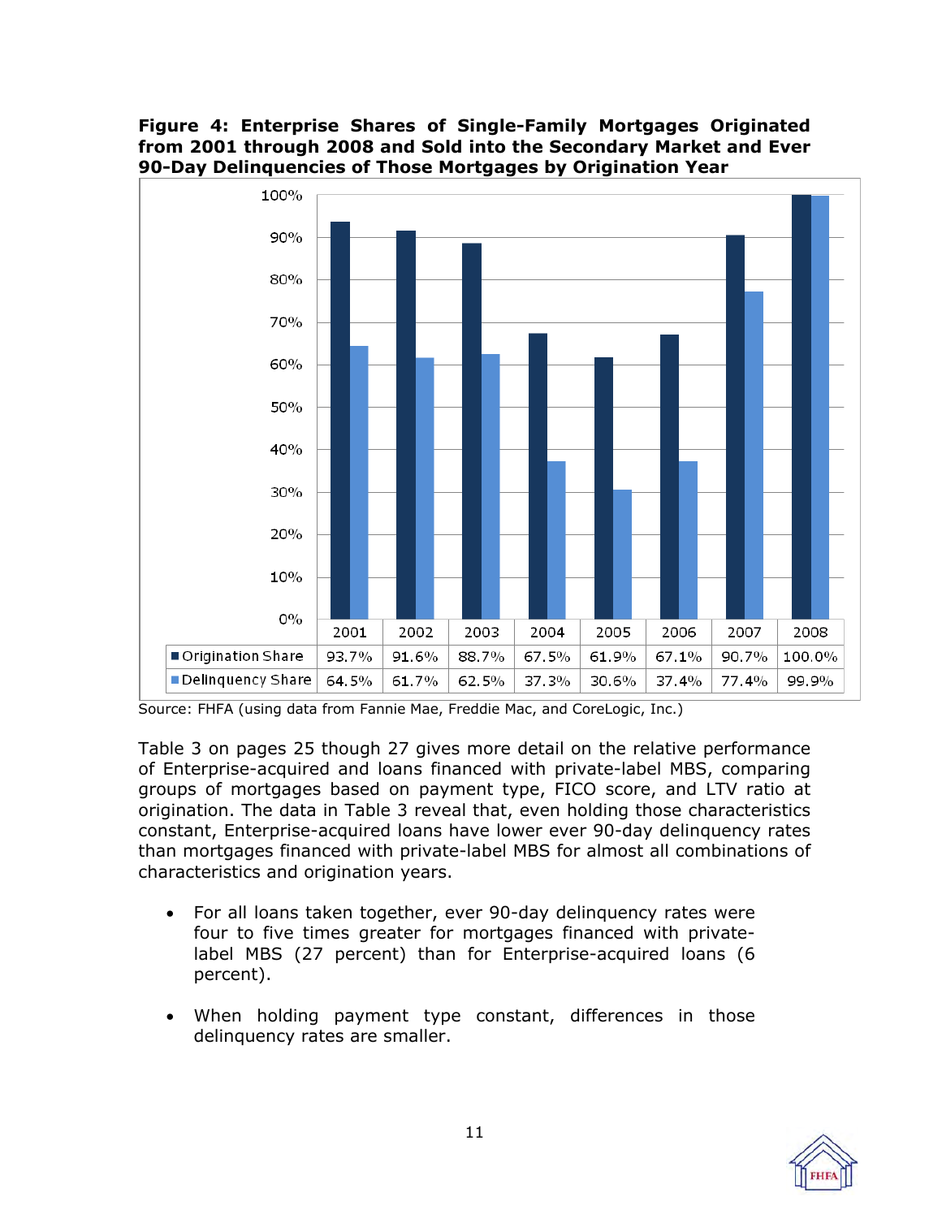**Figure 4: Enterprise Shares of Single-Family Mortgages Originated from 2001 through 2008 and Sold into the Secondary Market and Ever 90-Day Delinquencies of Those Mortgages by Origination Year**

| | 2001 | 2002 | 2003 | 2004 | 2005 | 2006 | 2007 | 2008 |
|---|---|---|---|---|---|---|---|---|
| Origination Share | 93.7% | 91.6% | 88.7% | 67.5% | 61.9% | 67.1% | 90.7% | 100.0% |
| Delinquency Share | 64.5% | 61.7% | 62.5% | 37.3% | 30.6% | 37.4% | 77.4% | 99.9% |

Source: FHFA (using data from Fannie Mae, Freddie Mac, and CoreLogic, Inc.)

Table 3 on pages 25 though 27 gives more detail on the relative performance of Enterprise-acquired and loans financed with private-label MBS, comparing groups of mortgages based on payment type, FICO score, and LTV ratio at origination. The data in Table 3 reveal that, even holding those characteristics constant, Enterprise-acquired loans have lower ever 90-day delinquency rates than mortgages financed with private-label MBS for almost all combinations of characteristics and origination years.

- For all loans taken together, ever 90-day delinquency rates were four to five times greater for mortgages financed with private-label MBS (27 percent) than for Enterprise-acquired loans (6 percent).
- When holding payment type constant, differences in those delinquency rates are smaller.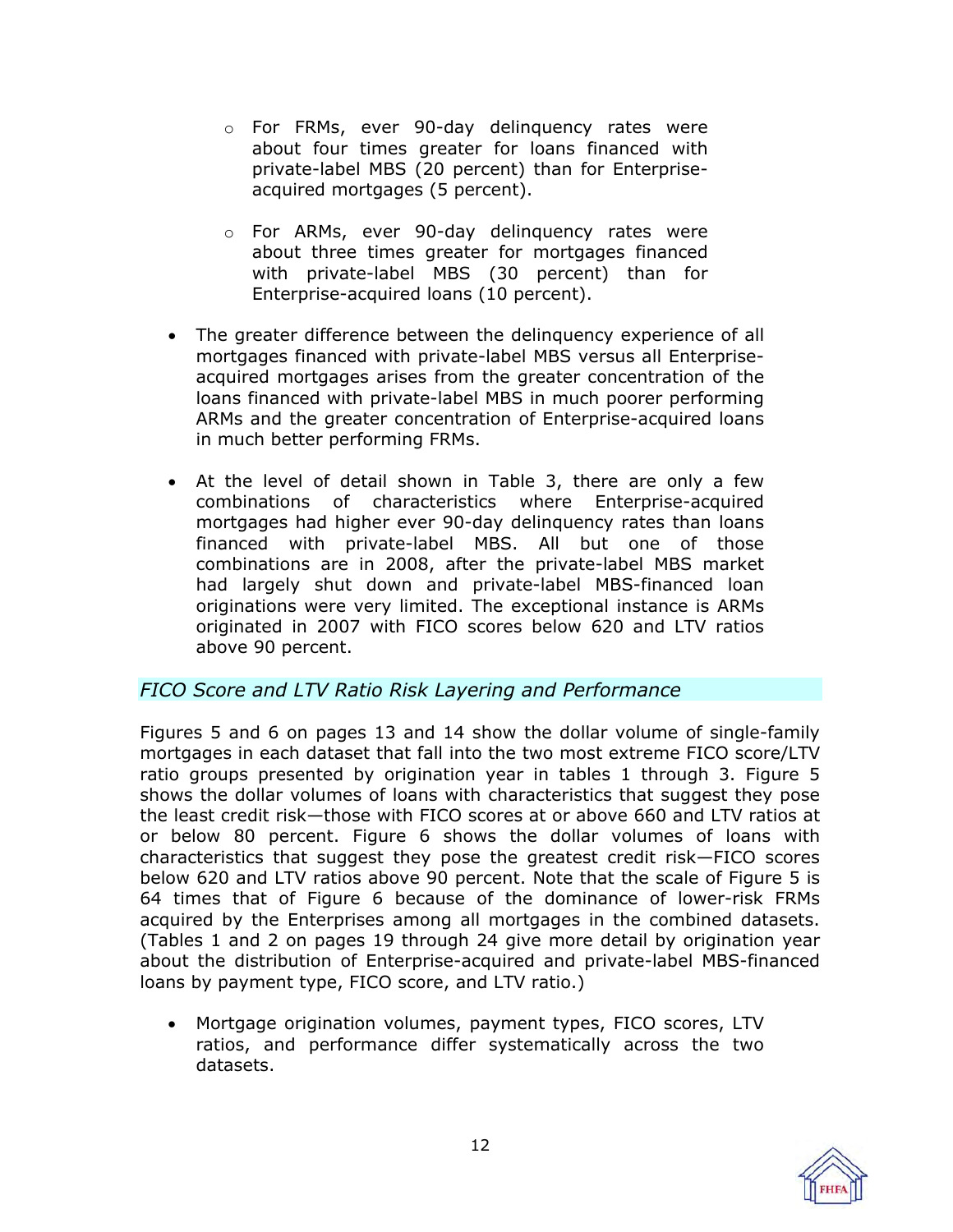- For FRMs, ever 90-day delinquency rates were about four times greater for loans financed with private-label MBS (20 percent) than for Enterprise-acquired mortgages (5 percent).

    - For ARMs, ever 90-day delinquency rates were about three times greater for mortgages financed with private-label MBS (30 percent) than for Enterprise-acquired loans (10 percent).

- The greater difference between the delinquency experience of all mortgages financed with private-label MBS versus all Enterprise-acquired mortgages arises from the greater concentration of the loans financed with private-label MBS in much poorer performing ARMs and the greater concentration of Enterprise-acquired loans in much better performing FRMs.

- At the level of detail shown in Table 3, there are only a few combinations of characteristics where Enterprise-acquired mortgages had higher ever 90-day delinquency rates than loans financed with private-label MBS. All but one of those combinations are in 2008, after the private-label MBS market had largely shut down and private-label MBS-financed loan originations were very limited. The exceptional instance is ARMs originated in 2007 with FICO scores below 620 and LTV ratios above 90 percent.

### *FICO Score and LTV Ratio Risk Layering and Performance*

Figures 5 and 6 on pages 13 and 14 show the dollar volume of single-family mortgages in each dataset that fall into the two most extreme FICO score/LTV ratio groups presented by origination year in tables 1 through 3. Figure 5 shows the dollar volumes of loans with characteristics that suggest they pose the least credit risk—those with FICO scores at or above 660 and LTV ratios at or below 80 percent. Figure 6 shows the dollar volumes of loans with characteristics that suggest they pose the greatest credit risk—FICO scores below 620 and LTV ratios above 90 percent. Note that the scale of Figure 5 is 64 times that of Figure 6 because of the dominance of lower-risk FRMs acquired by the Enterprises among all mortgages in the combined datasets. (Tables 1 and 2 on pages 19 through 24 give more detail by origination year about the distribution of Enterprise-acquired and private-label MBS-financed loans by payment type, FICO score, and LTV ratio.)

- Mortgage origination volumes, payment types, FICO scores, LTV ratios, and performance differ systematically across the two datasets.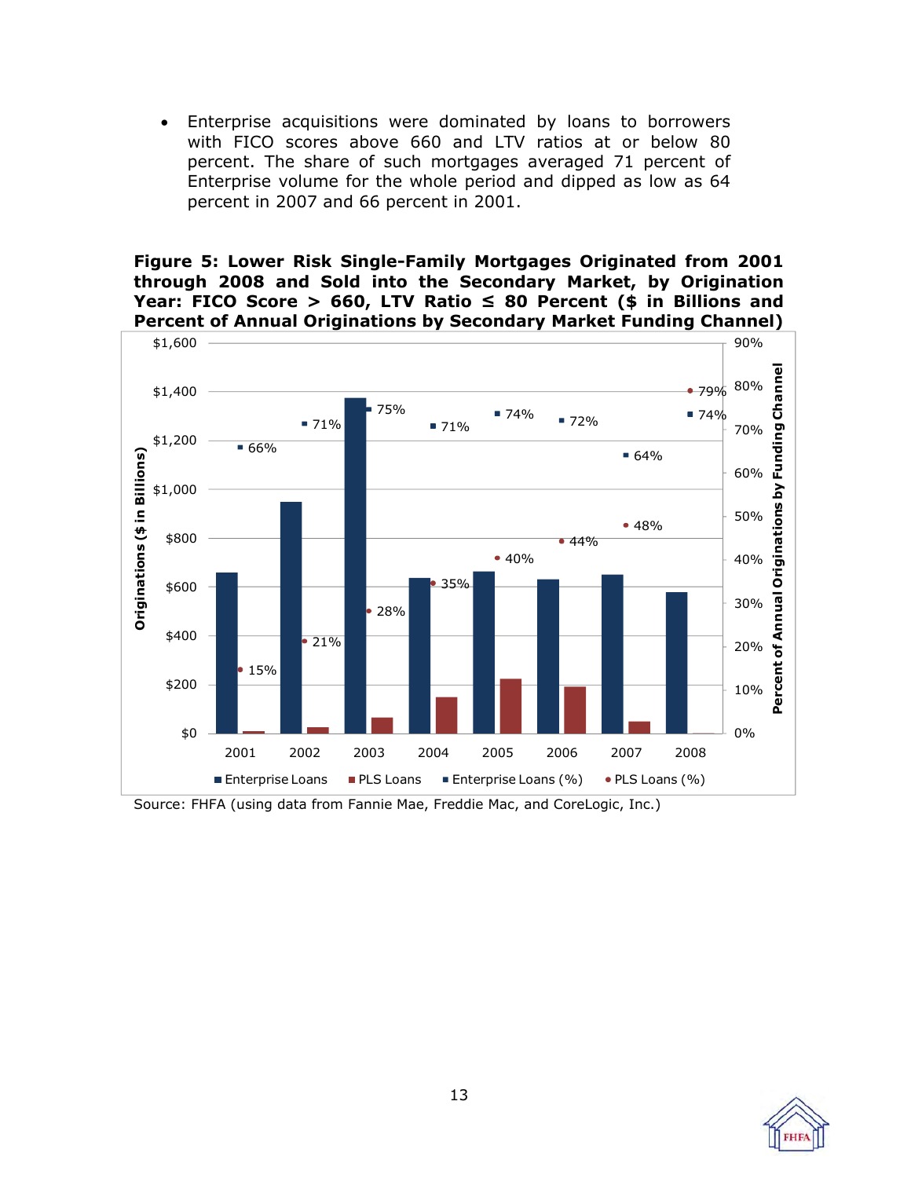- Enterprise acquisitions were dominated by loans to borrowers with FICO scores above 660 and LTV ratios at or below 80 percent. The share of such mortgages averaged 71 percent of Enterprise volume for the whole period and dipped as low as 64 percent in 2007 and 66 percent in 2001.

**Figure 5: Lower Risk Single-Family Mortgages Originated from 2001 through 2008 and Sold into the Secondary Market, by Origination Year: FICO Score > 660, LTV Ratio ≤ 80 Percent ($ in Billions and Percent of Annual Originations by Secondary Market Funding Channel)**

| Year | Enterprise Loans (%) | PLS Loans (%) |
|---|---|---|
| 2001 | 66% | 15% |
| 2002 | 71% | 21% |
| 2003 | 75% | 28% |
| 2004 | 71% | 35% |
| 2005 | 74% | 40% |
| 2006 | 72% | 44% |
| 2007 | 64% | 48% |
| 2008 | 74% | 79% |

Source: FHFA (using data from Fannie Mae, Freddie Mac, and CoreLogic, Inc.)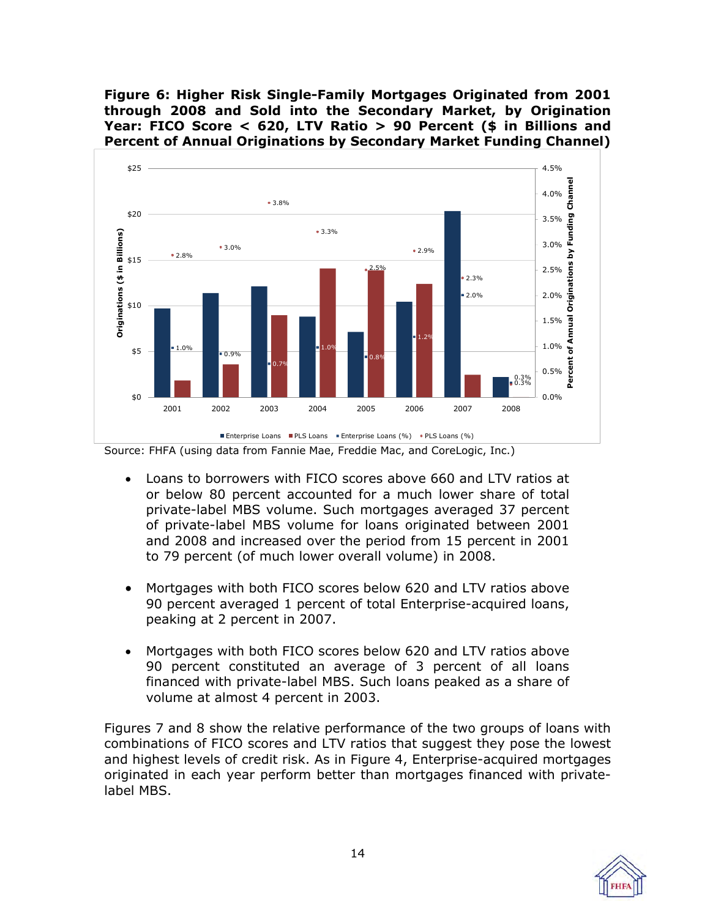**Figure 6: Higher Risk Single-Family Mortgages Originated from 2001 through 2008 and Sold into the Secondary Market, by Origination Year: FICO Score < 620, LTV Ratio > 90 Percent ($ in Billions and Percent of Annual Originations by Secondary Market Funding Channel)**

Source: FHFA (using data from Fannie Mae, Freddie Mac, and CoreLogic, Inc.)

- Loans to borrowers with FICO scores above 660 and LTV ratios at or below 80 percent accounted for a much lower share of total private-label MBS volume. Such mortgages averaged 37 percent of private-label MBS volume for loans originated between 2001 and 2008 and increased over the period from 15 percent in 2001 to 79 percent (of much lower overall volume) in 2008.

- Mortgages with both FICO scores below 620 and LTV ratios above 90 percent averaged 1 percent of total Enterprise-acquired loans, peaking at 2 percent in 2007.

- Mortgages with both FICO scores below 620 and LTV ratios above 90 percent constituted an average of 3 percent of all loans financed with private-label MBS. Such loans peaked as a share of volume at almost 4 percent in 2003.

Figures 7 and 8 show the relative performance of the two groups of loans with combinations of FICO scores and LTV ratios that suggest they pose the lowest and highest levels of credit risk. As in Figure 4, Enterprise-acquired mortgages originated in each year perform better than mortgages financed with private-label MBS.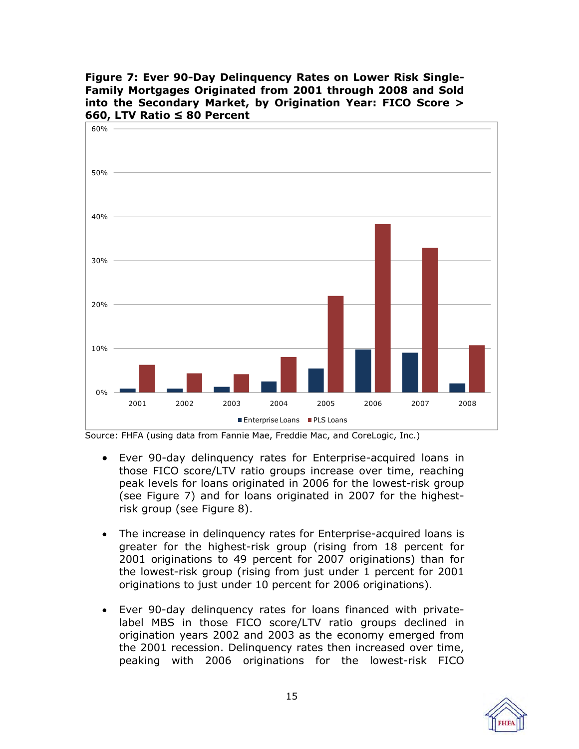**Figure 7: Ever 90-Day Delinquency Rates on Lower Risk Single-Family Mortgages Originated from 2001 through 2008 and Sold into the Secondary Market, by Origination Year: FICO Score > 660, LTV Ratio ≤ 80 Percent**

Source: FHFA (using data from Fannie Mae, Freddie Mac, and CoreLogic, Inc.)

- Ever 90-day delinquency rates for Enterprise-acquired loans in those FICO score/LTV ratio groups increase over time, reaching peak levels for loans originated in 2006 for the lowest-risk group (see Figure 7) and for loans originated in 2007 for the highest-risk group (see Figure 8).

- The increase in delinquency rates for Enterprise-acquired loans is greater for the highest-risk group (rising from 18 percent for 2001 originations to 49 percent for 2007 originations) than for the lowest-risk group (rising from just under 1 percent for 2001 originations to just under 10 percent for 2006 originations).

- Ever 90-day delinquency rates for loans financed with private-label MBS in those FICO score/LTV ratio groups declined in origination years 2002 and 2003 as the economy emerged from the 2001 recession. Delinquency rates then increased over time, peaking with 2006 originations for the lowest-risk FICO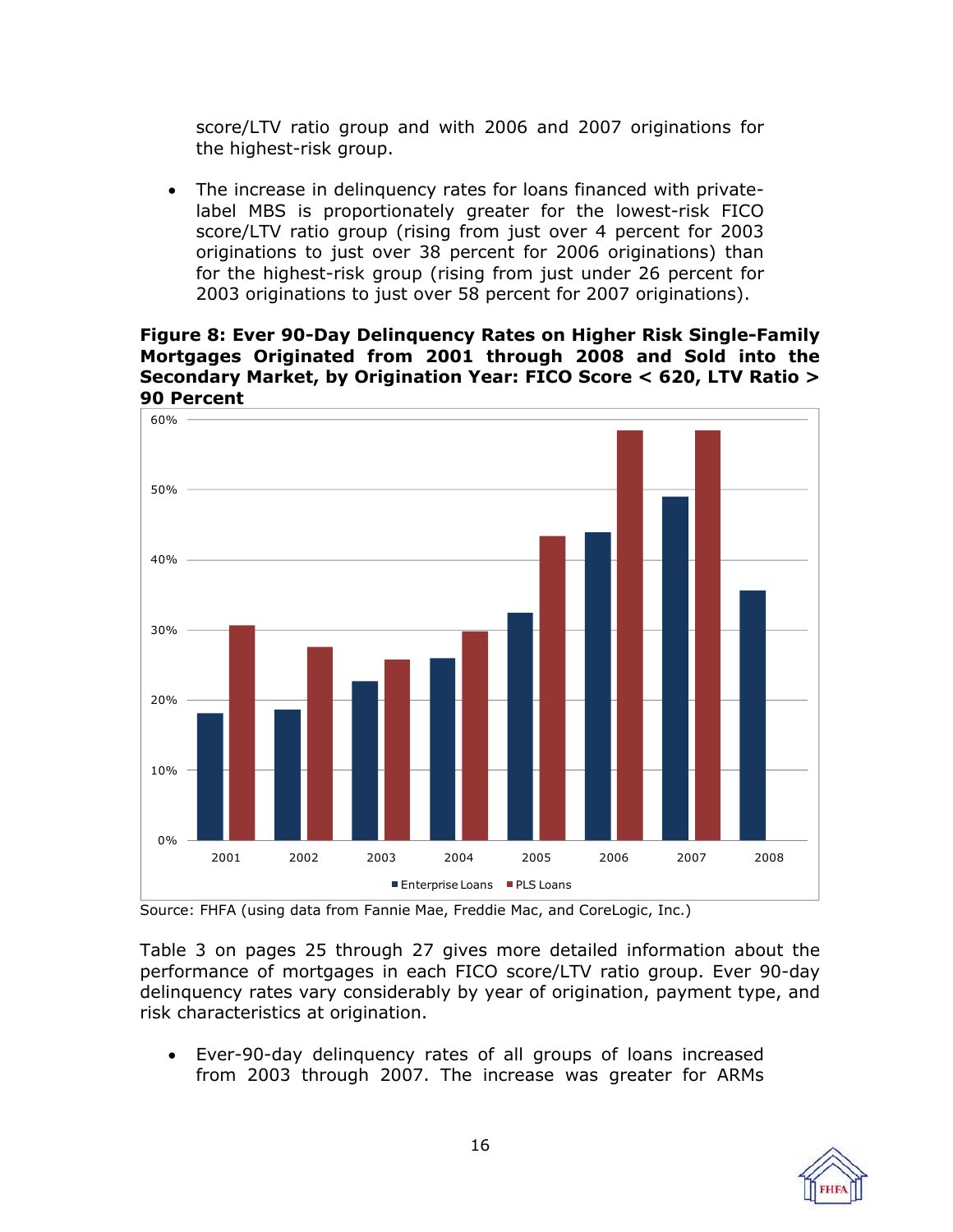score/LTV ratio group and with 2006 and 2007 originations for the highest-risk group.

- The increase in delinquency rates for loans financed with private-label MBS is proportionately greater for the lowest-risk FICO score/LTV ratio group (rising from just over 4 percent for 2003 originations to just over 38 percent for 2006 originations) than for the highest-risk group (rising from just under 26 percent for 2003 originations to just over 58 percent for 2007 originations).

**Figure 8: Ever 90-Day Delinquency Rates on Higher Risk Single-Family Mortgages Originated from 2001 through 2008 and Sold into the Secondary Market, by Origination Year: FICO Score < 620, LTV Ratio > 90 Percent**

Source: FHFA (using data from Fannie Mae, Freddie Mac, and CoreLogic, Inc.)

Table 3 on pages 25 through 27 gives more detailed information about the performance of mortgages in each FICO score/LTV ratio group. Ever 90-day delinquency rates vary considerably by year of origination, payment type, and risk characteristics at origination.

- Ever-90-day delinquency rates of all groups of loans increased from 2003 through 2007. The increase was greater for ARMs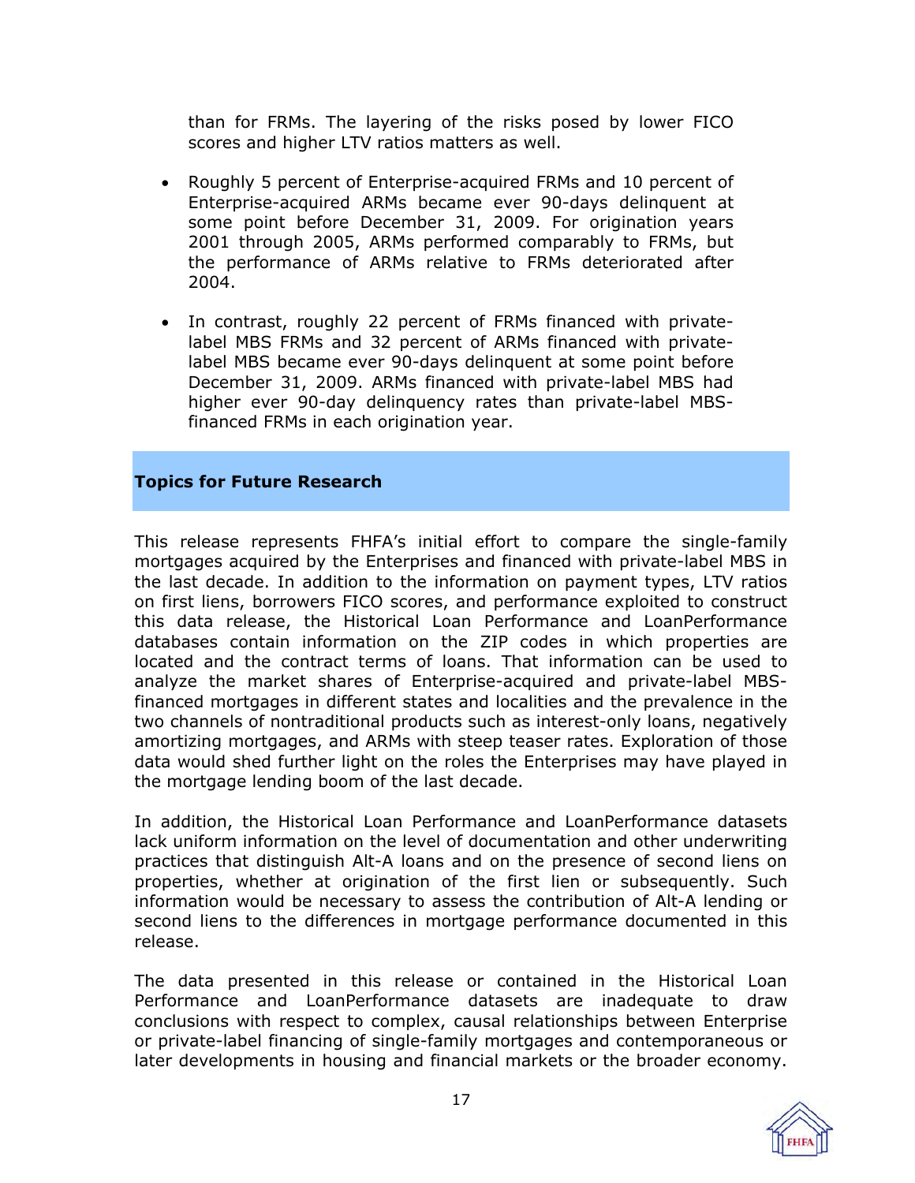than for FRMs. The layering of the risks posed by lower FICO scores and higher LTV ratios matters as well.

- Roughly 5 percent of Enterprise-acquired FRMs and 10 percent of Enterprise-acquired ARMs became ever 90-days delinquent at some point before December 31, 2009. For origination years 2001 through 2005, ARMs performed comparably to FRMs, but the performance of ARMs relative to FRMs deteriorated after 2004.

- In contrast, roughly 22 percent of FRMs financed with private-label MBS FRMs and 32 percent of ARMs financed with private-label MBS became ever 90-days delinquent at some point before December 31, 2009. ARMs financed with private-label MBS had higher ever 90-day delinquency rates than private-label MBS-financed FRMs in each origination year.

## Topics for Future Research

This release represents FHFA's initial effort to compare the single-family mortgages acquired by the Enterprises and financed with private-label MBS in the last decade. In addition to the information on payment types, LTV ratios on first liens, borrowers FICO scores, and performance exploited to construct this data release, the Historical Loan Performance and LoanPerformance databases contain information on the ZIP codes in which properties are located and the contract terms of loans. That information can be used to analyze the market shares of Enterprise-acquired and private-label MBS-financed mortgages in different states and localities and the prevalence in the two channels of nontraditional products such as interest-only loans, negatively amortizing mortgages, and ARMs with steep teaser rates. Exploration of those data would shed further light on the roles the Enterprises may have played in the mortgage lending boom of the last decade.

In addition, the Historical Loan Performance and LoanPerformance datasets lack uniform information on the level of documentation and other underwriting practices that distinguish Alt-A loans and on the presence of second liens on properties, whether at origination of the first lien or subsequently. Such information would be necessary to assess the contribution of Alt-A lending or second liens to the differences in mortgage performance documented in this release.

The data presented in this release or contained in the Historical Loan Performance and LoanPerformance datasets are inadequate to draw conclusions with respect to complex, causal relationships between Enterprise or private-label financing of single-family mortgages and contemporaneous or later developments in housing and financial markets or the broader economy.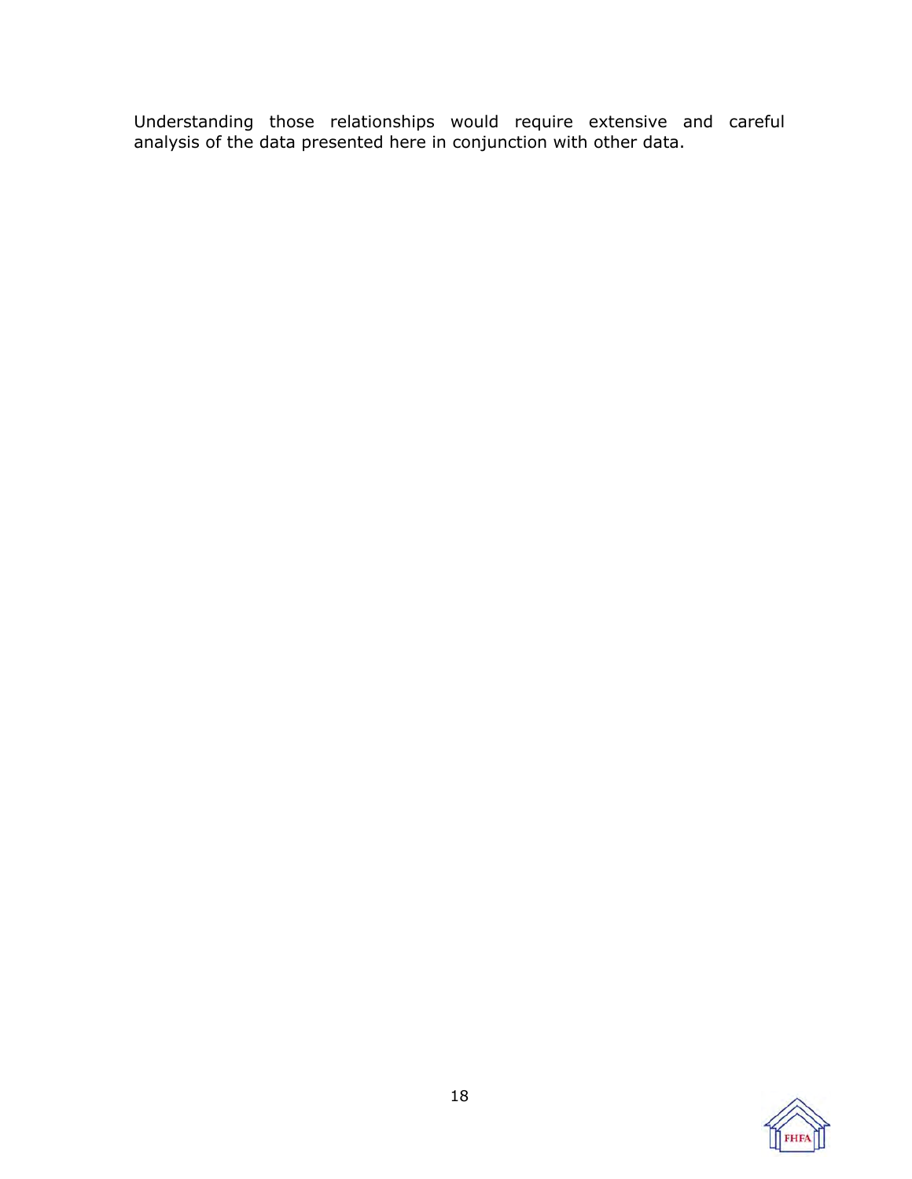Understanding those relationships would require extensive and careful analysis of the data presented here in conjunction with other data.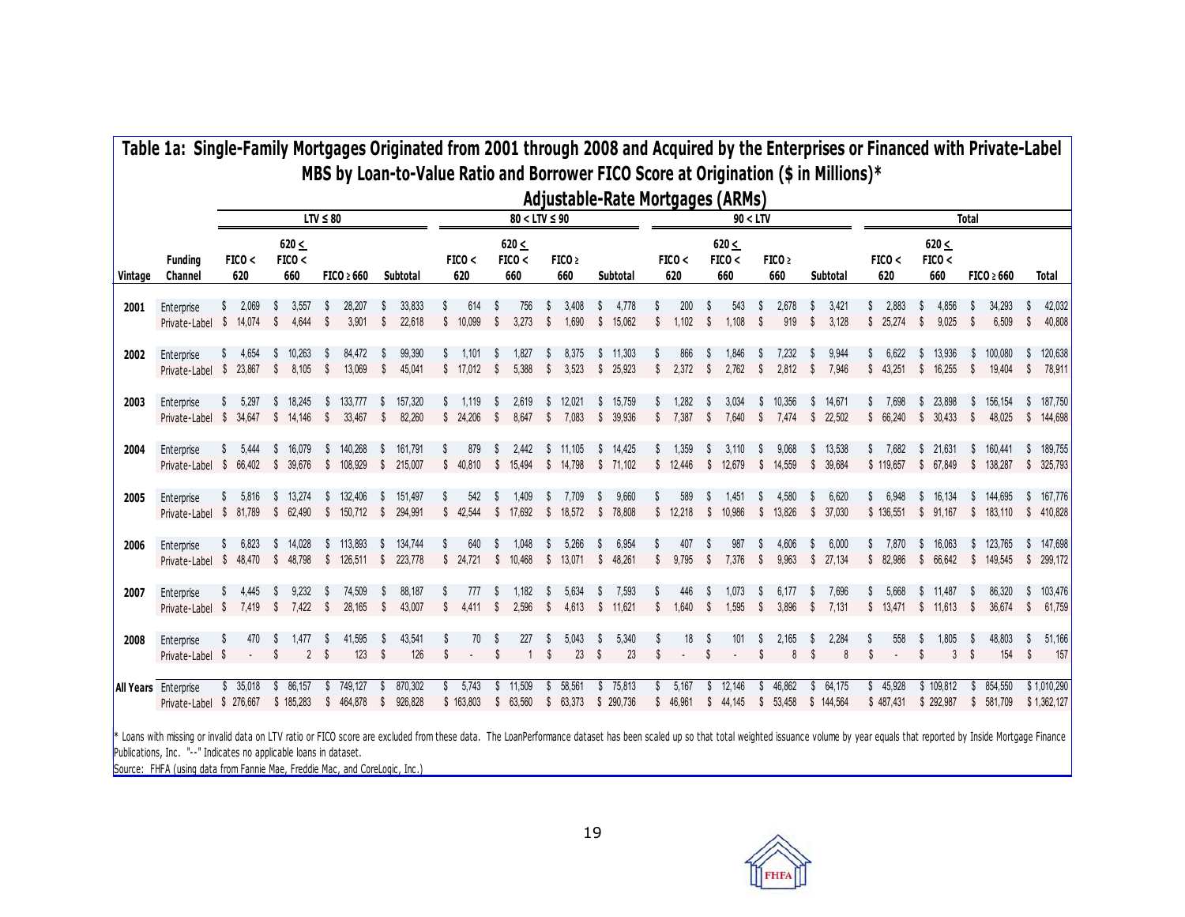# Table 1a: Single-Family Mortgages Originated from 2001 through 2008 and Acquired by the Enterprises or Financed with Private-Label MBS by Loan-to-Value Ratio and Borrower FICO Score at Origination ($ in Millions)*

## Adjustable-Rate Mortgages (ARMs)

| | | LTV ≤ 80 | | | | 80 < LTV ≤ 90 | | | | 90 < LTV | | | | Total | | | |
|---|---|---|---|---|---|---|---|---|---|---|---|---|---|---|---|---|---|
| Vintage | Funding Channel | FICO < 620 | 620 ≤ FICO < 660 | FICO ≥ 660 | Subtotal | FICO < 620 | 620 ≤ FICO < 660 | FICO ≥ 660 | Subtotal | FICO < 620 | 620 ≤ FICO < 660 | FICO ≥ 660 | Subtotal | FICO < 620 | 620 ≤ FICO < 660 | FICO ≥ 660 | Total |
| 2001 | Enterprise | $ 2,069 | $ 3,557 | $ 28,207 | $ 33,833 | $ 614 | $ 756 | $ 3,408 | $ 4,778 | $ 200 | $ 543 | $ 2,678 | $ 3,421 | $ 2,883 | $ 4,856 | $ 34,293 | $ 42,032 |
| | Private-Label | $ 14,074 | $ 4,644 | $ 3,901 | $ 22,618 | $ 10,099 | $ 3,273 | $ 1,690 | $ 15,062 | $ 1,102 | $ 1,108 | $ 919 | $ 3,128 | $ 25,274 | $ 9,025 | $ 6,509 | $ 40,808 |
| 2002 | Enterprise | $ 4,654 | $ 10,263 | $ 84,472 | $ 99,390 | $ 1,101 | $ 1,827 | $ 8,375 | $ 11,303 | $ 866 | $ 1,846 | $ 7,232 | $ 9,944 | $ 6,622 | $ 13,936 | $ 100,080 | $ 120,638 |
| | Private-Label | $ 23,867 | $ 8,105 | $ 13,069 | $ 45,041 | $ 17,012 | $ 5,388 | $ 3,523 | $ 25,923 | $ 2,372 | $ 2,762 | $ 2,812 | $ 7,946 | $ 43,251 | $ 16,255 | $ 19,404 | $ 78,911 |
| 2003 | Enterprise | $ 5,297 | $ 18,245 | $ 133,777 | $ 157,320 | $ 1,119 | $ 2,619 | $ 12,021 | $ 15,759 | $ 1,282 | $ 3,034 | $ 10,356 | $ 14,671 | $ 7,698 | $ 23,898 | $ 156,154 | $ 187,750 |
| | Private-Label | $ 34,647 | $ 14,146 | $ 33,467 | $ 82,260 | $ 24,206 | $ 8,647 | $ 7,083 | $ 39,936 | $ 7,387 | $ 7,640 | $ 7,474 | $ 22,502 | $ 66,240 | $ 30,433 | $ 48,025 | $ 144,698 |
| 2004 | Enterprise | $ 5,444 | $ 16,079 | $ 140,268 | $ 161,791 | $ 879 | $ 2,442 | $ 11,105 | $ 14,425 | $ 1,359 | $ 3,110 | $ 9,068 | $ 13,538 | $ 7,682 | $ 21,631 | $ 160,441 | $ 189,755 |
| | Private-Label | $ 66,402 | $ 39,676 | $ 108,929 | $ 215,007 | $ 40,810 | $ 15,494 | $ 14,798 | $ 71,102 | $ 12,446 | $ 12,679 | $ 14,559 | $ 39,684 | $ 119,657 | $ 67,849 | $ 138,287 | $ 325,793 |
| 2005 | Enterprise | $ 5,816 | $ 13,274 | $ 132,406 | $ 151,497 | $ 542 | $ 1,409 | $ 7,709 | $ 9,660 | $ 589 | $ 1,451 | $ 4,580 | $ 6,620 | $ 6,948 | $ 16,134 | $ 144,695 | $ 167,776 |
| | Private-Label | $ 81,789 | $ 62,490 | $ 150,712 | $ 294,991 | $ 42,544 | $ 17,692 | $ 18,572 | $ 78,808 | $ 12,218 | $ 10,986 | $ 13,826 | $ 37,030 | $ 136,551 | $ 91,167 | $ 183,110 | $ 410,828 |
| 2006 | Enterprise | $ 6,823 | $ 14,028 | $ 113,893 | $ 134,744 | $ 640 | $ 1,048 | $ 5,266 | $ 6,954 | $ 407 | $ 987 | $ 4,606 | $ 6,000 | $ 7,870 | $ 16,063 | $ 123,765 | $ 147,698 |
| | Private-Label | $ 48,470 | $ 48,798 | $ 126,511 | $ 223,778 | $ 24,721 | $ 10,468 | $ 13,071 | $ 48,261 | $ 9,795 | $ 7,376 | $ 9,963 | $ 27,134 | $ 82,986 | $ 66,642 | $ 149,545 | $ 299,172 |
| 2007 | Enterprise | $ 4,445 | $ 9,232 | $ 74,509 | $ 88,187 | $ 777 | $ 1,182 | $ 5,634 | $ 7,593 | $ 446 | $ 1,073 | $ 6,177 | $ 7,696 | $ 5,668 | $ 11,487 | $ 86,320 | $ 103,476 |
| | Private-Label | $ 7,419 | $ 7,422 | $ 28,165 | $ 43,007 | $ 4,411 | $ 2,596 | $ 4,613 | $ 11,621 | $ 1,640 | $ 1,595 | $ 3,896 | $ 7,131 | $ 13,471 | $ 11,613 | $ 36,674 | $ 61,759 |
| 2008 | Enterprise | $ 470 | $ 1,477 | $ 41,595 | $ 43,541 | $ 70 | $ 227 | $ 5,043 | $ 5,340 | $ 18 | $ 101 | $ 2,165 | $ 2,284 | $ 558 | $ 1,805 | $ 48,803 | $ 51,166 |
| | Private-Label | $ - | $ 2 | $ 123 | $ 126 | $ - | $ 1 | $ 23 | $ 23 | $ - | $ - | $ 8 | $ 8 | $ - | $ 3 | $ 154 | $ 157 |
| All Years | Enterprise | $ 35,018 | $ 86,157 | $ 749,127 | $ 870,302 | $ 5,743 | $ 11,509 | $ 58,561 | $ 75,813 | $ 5,167 | $ 12,146 | $ 46,862 | $ 64,175 | $ 45,928 | $ 109,812 | $ 854,550 | $ 1,010,290 |
| | Private-Label | $ 276,667 | $ 185,283 | $ 464,878 | $ 926,828 | $ 163,803 | $ 63,560 | $ 63,373 | $ 290,736 | $ 46,961 | $ 44,145 | $ 53,458 | $ 144,564 | $ 487,431 | $ 292,987 | $ 581,709 | $ 1,362,127 |

* Loans with missing or invalid data on LTV ratio or FICO score are excluded from these data. The LoanPerformance dataset has been scaled up so that total weighted issuance volume by year equals that reported by Inside Mortgage Finance Publications, Inc. "--" Indicates no applicable loans in dataset.

Source: FHFA (using data from Fannie Mae, Freddie Mac, and CoreLogic, Inc.)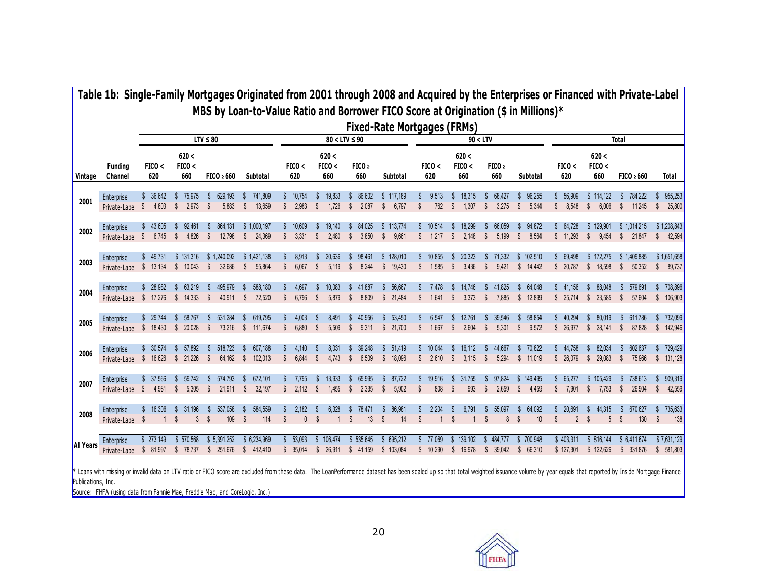# Table 1b: Single-Family Mortgages Originated from 2001 through 2008 and Acquired by the Enterprises or Financed with Private-Label MBS by Loan-to-Value Ratio and Borrower FICO Score at Origination ($ in Millions)*

## Fixed-Rate Mortgages (FRMs)

| | | LTV ≤ 80 | | | | 80 < LTV ≤ 90 | | | | 90 < LTV | | | | Total | | | |
|---|---|---|---|---|---|---|---|---|---|---|---|---|---|---|---|---|---|
| Vintage | Funding Channel | FICO < 620 | 620 ≤ FICO < 660 | FICO ≥ 660 | Subtotal | FICO < 620 | 620 ≤ FICO < 660 | FICO ≥ 660 | Subtotal | FICO < 620 | 620 ≤ FICO < 660 | FICO ≥ 660 | Subtotal | FICO < 620 | 620 ≤ FICO < 660 | FICO ≥ 660 | Total |
| 2001 | Enterprise | $ 36,642 | $ 75,975 | $ 629,193 | $ 741,809 | $ 10,754 | $ 19,833 | $ 86,602 | $ 117,189 | $ 9,513 | $ 18,315 | $ 68,427 | $ 96,255 | $ 56,909 | $ 114,122 | $ 784,222 | $ 955,253 |
| | Private-Label | $ 4,803 | $ 2,973 | $ 5,883 | $ 13,659 | $ 2,983 | $ 1,726 | $ 2,087 | $ 6,797 | $ 762 | $ 1,307 | $ 3,275 | $ 5,344 | $ 8,548 | $ 6,006 | $ 11,245 | $ 25,800 |
| 2002 | Enterprise | $ 43,605 | $ 92,461 | $ 864,131 | $ 1,000,197 | $ 10,609 | $ 19,140 | $ 84,025 | $ 113,774 | $ 10,514 | $ 18,299 | $ 66,059 | $ 94,872 | $ 64,728 | $ 129,901 | $ 1,014,215 | $ 1,208,843 |
| | Private-Label | $ 6,745 | $ 4,826 | $ 12,798 | $ 24,369 | $ 3,331 | $ 2,480 | $ 3,850 | $ 9,661 | $ 1,217 | $ 2,148 | $ 5,199 | $ 8,564 | $ 11,293 | $ 9,454 | $ 21,847 | $ 42,594 |
| 2003 | Enterprise | $ 49,731 | $ 131,316 | $ 1,240,092 | $ 1,421,138 | $ 8,913 | $ 20,636 | $ 98,461 | $ 128,010 | $ 10,855 | $ 20,323 | $ 71,332 | $ 102,510 | $ 69,498 | $ 172,275 | $ 1,409,885 | $ 1,651,658 |
| | Private-Label | $ 13,134 | $ 10,043 | $ 32,686 | $ 55,864 | $ 6,067 | $ 5,119 | $ 8,244 | $ 19,430 | $ 1,585 | $ 3,436 | $ 9,421 | $ 14,442 | $ 20,787 | $ 18,598 | $ 50,352 | $ 89,737 |
| 2004 | Enterprise | $ 28,982 | $ 63,219 | $ 495,979 | $ 588,180 | $ 4,697 | $ 10,083 | $ 41,887 | $ 56,667 | $ 7,478 | $ 14,746 | $ 41,825 | $ 64,048 | $ 41,156 | $ 88,048 | $ 579,691 | $ 708,896 |
| | Private-Label | $ 17,276 | $ 14,333 | $ 40,911 | $ 72,520 | $ 6,796 | $ 5,879 | $ 8,809 | $ 21,484 | $ 1,641 | $ 3,373 | $ 7,885 | $ 12,899 | $ 25,714 | $ 23,585 | $ 57,604 | $ 106,903 |
| 2005 | Enterprise | $ 29,744 | $ 58,767 | $ 531,284 | $ 619,795 | $ 4,003 | $ 8,491 | $ 40,956 | $ 53,450 | $ 6,547 | $ 12,761 | $ 39,546 | $ 58,854 | $ 40,294 | $ 80,019 | $ 611,786 | $ 732,099 |
| | Private-Label | $ 18,430 | $ 20,028 | $ 73,216 | $ 111,674 | $ 6,880 | $ 5,509 | $ 9,311 | $ 21,700 | $ 1,667 | $ 2,604 | $ 5,301 | $ 9,572 | $ 26,977 | $ 28,141 | $ 87,828 | $ 142,946 |
| 2006 | Enterprise | $ 30,574 | $ 57,892 | $ 518,723 | $ 607,188 | $ 4,140 | $ 8,031 | $ 39,248 | $ 51,419 | $ 10,044 | $ 16,112 | $ 44,667 | $ 70,822 | $ 44,758 | $ 82,034 | $ 602,637 | $ 729,429 |
| | Private-Label | $ 16,626 | $ 21,226 | $ 64,162 | $ 102,013 | $ 6,844 | $ 4,743 | $ 6,509 | $ 18,096 | $ 2,610 | $ 3,115 | $ 5,294 | $ 11,019 | $ 26,079 | $ 29,083 | $ 75,966 | $ 131,128 |
| 2007 | Enterprise | $ 37,566 | $ 59,742 | $ 574,793 | $ 672,101 | $ 7,795 | $ 13,933 | $ 65,995 | $ 87,722 | $ 19,916 | $ 31,755 | $ 97,824 | $ 149,495 | $ 65,277 | $ 105,429 | $ 738,613 | $ 909,319 |
| | Private-Label | $ 4,981 | $ 5,305 | $ 21,911 | $ 32,197 | $ 2,112 | $ 1,455 | $ 2,335 | $ 5,902 | $ 808 | $ 993 | $ 2,659 | $ 4,459 | $ 7,901 | $ 7,753 | $ 26,904 | $ 42,559 |
| 2008 | Enterprise | $ 16,306 | $ 31,196 | $ 537,058 | $ 584,559 | $ 2,182 | $ 6,328 | $ 78,471 | $ 86,981 | $ 2,204 | $ 6,791 | $ 55,097 | $ 64,092 | $ 20,691 | $ 44,315 | $ 670,627 | $ 735,633 |
| | Private-Label | $ 1 | $ 3 | $ 109 | $ 114 | $ 0 | $ 1 | $ 13 | $ 14 | $ 1 | $ 1 | $ 8 | $ 10 | $ 2 | $ 5 | $ 130 | $ 138 |
| All Years | Enterprise | $ 273,149 | $ 570,568 | $ 5,391,252 | $ 6,234,969 | $ 53,093 | $ 106,474 | $ 535,645 | $ 695,212 | $ 77,069 | $ 139,102 | $ 484,777 | $ 700,948 | $ 403,311 | $ 816,144 | $ 6,411,674 | $ 7,631,129 |
| | Private-Label | $ 81,997 | $ 78,737 | $ 251,676 | $ 412,410 | $ 35,014 | $ 26,911 | $ 41,159 | $ 103,084 | $ 10,290 | $ 16,978 | $ 39,042 | $ 66,310 | $ 127,301 | $ 122,626 | $ 331,876 | $ 581,803 |

* Loans with missing or invalid data on LTV ratio or FICO score are excluded from these data. The LoanPerformance dataset has been scaled up so that total weighted issuance volume by year equals that reported by Inside Mortgage Finance Publications, Inc.

Source: FHFA (using data from Fannie Mae, Freddie Mac, and CoreLogic, Inc.)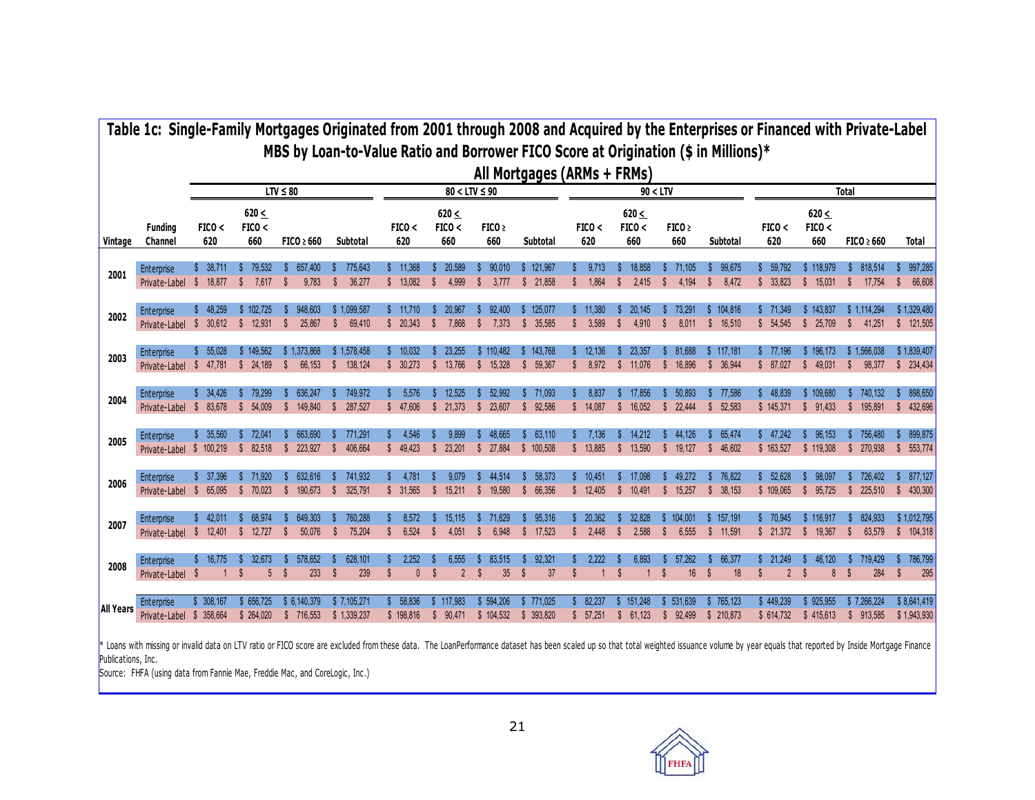# Table 1c: Single-Family Mortgages Originated from 2001 through 2008 and Acquired by the Enterprises or Financed with Private-Label MBS by Loan-to-Value Ratio and Borrower FICO Score at Origination ($ in Millions)*

## All Mortgages (ARMs + FRMs)

| | | LTV ≤ 80 | | | | 80 < LTV ≤ 90 | | | | 90 < LTV | | | | Total | | | |
|---|---|---|---|---|---|---|---|---|---|---|---|---|---|---|---|---|---|
| Vintage | Funding Channel | FICO < 620 | 620 ≤ FICO < 660 | FICO ≥ 660 | Subtotal | FICO < 620 | 620 ≤ FICO < 660 | FICO ≥ 660 | Subtotal | FICO < 620 | 620 ≤ FICO < 660 | FICO ≥ 660 | Subtotal | FICO < 620 | 620 ≤ FICO < 660 | FICO ≥ 660 | Total |
| 2001 | Enterprise | $ 38,711 | $ 79,532 | $ 657,400 | $ 775,643 | $ 11,368 | $ 20,589 | $ 90,010 | $ 121,967 | $ 9,713 | $ 18,858 | $ 71,105 | $ 99,675 | $ 59,792 | $ 118,979 | $ 818,514 | $ 997,285 |
| | Private-Label | $ 18,877 | $ 7,617 | $ 9,783 | $ 36,277 | $ 13,082 | $ 4,999 | $ 3,777 | $ 21,858 | $ 1,864 | $ 2,415 | $ 4,194 | $ 8,472 | $ 33,823 | $ 15,031 | $ 17,754 | $ 66,608 |
| 2002 | Enterprise | $ 48,259 | $ 102,725 | $ 948,603 | $ 1,099,587 | $ 11,710 | $ 20,967 | $ 92,400 | $ 125,077 | $ 11,380 | $ 20,145 | $ 73,291 | $ 104,816 | $ 71,349 | $ 143,837 | $ 1,114,294 | $ 1,329,480 |
| | Private-Label | $ 30,612 | $ 12,931 | $ 25,867 | $ 69,410 | $ 20,343 | $ 7,868 | $ 7,373 | $ 35,585 | $ 3,589 | $ 4,910 | $ 8,011 | $ 16,510 | $ 54,545 | $ 25,709 | $ 41,251 | $ 121,505 |
| 2003 | Enterprise | $ 55,028 | $ 149,562 | $ 1,373,868 | $ 1,578,458 | $ 10,032 | $ 23,255 | $ 110,482 | $ 143,768 | $ 12,136 | $ 23,357 | $ 81,688 | $ 117,181 | $ 77,196 | $ 196,173 | $ 1,566,038 | $ 1,839,407 |
| | Private-Label | $ 47,781 | $ 24,189 | $ 66,153 | $ 138,124 | $ 30,273 | $ 13,766 | $ 15,328 | $ 59,367 | $ 8,972 | $ 11,076 | $ 16,896 | $ 36,944 | $ 87,027 | $ 49,031 | $ 98,377 | $ 234,434 |
| 2004 | Enterprise | $ 34,426 | $ 79,299 | $ 636,247 | $ 749,972 | $ 5,576 | $ 12,525 | $ 52,992 | $ 71,093 | $ 8,837 | $ 17,856 | $ 50,893 | $ 77,586 | $ 48,839 | $ 109,680 | $ 740,132 | $ 898,650 |
| | Private-Label | $ 83,678 | $ 54,009 | $ 149,840 | $ 287,527 | $ 47,606 | $ 21,373 | $ 23,607 | $ 92,586 | $ 14,087 | $ 16,052 | $ 22,444 | $ 52,583 | $ 145,371 | $ 91,433 | $ 195,891 | $ 432,696 |
| 2005 | Enterprise | $ 35,560 | $ 72,041 | $ 663,690 | $ 771,291 | $ 4,546 | $ 9,899 | $ 48,665 | $ 63,110 | $ 7,136 | $ 14,212 | $ 44,126 | $ 65,474 | $ 47,242 | $ 96,153 | $ 756,480 | $ 899,875 |
| | Private-Label | $ 100,219 | $ 82,518 | $ 223,927 | $ 406,664 | $ 49,423 | $ 23,201 | $ 27,884 | $ 100,508 | $ 13,885 | $ 13,590 | $ 19,127 | $ 46,602 | $ 163,527 | $ 119,308 | $ 270,938 | $ 553,774 |
| 2006 | Enterprise | $ 37,396 | $ 71,920 | $ 632,616 | $ 741,932 | $ 4,781 | $ 9,079 | $ 44,514 | $ 58,373 | $ 10,451 | $ 17,098 | $ 49,272 | $ 76,822 | $ 52,628 | $ 98,097 | $ 726,402 | $ 877,127 |
| | Private-Label | $ 65,095 | $ 70,023 | $ 190,673 | $ 325,791 | $ 31,565 | $ 15,211 | $ 19,580 | $ 66,356 | $ 12,405 | $ 10,491 | $ 15,257 | $ 38,153 | $ 109,065 | $ 95,725 | $ 225,510 | $ 430,300 |
| 2007 | Enterprise | $ 42,011 | $ 68,974 | $ 649,303 | $ 760,288 | $ 8,572 | $ 15,115 | $ 71,629 | $ 95,316 | $ 20,362 | $ 32,828 | $ 104,001 | $ 157,191 | $ 70,945 | $ 116,917 | $ 824,933 | $ 1,012,795 |
| | Private-Label | $ 12,401 | $ 12,727 | $ 50,076 | $ 75,204 | $ 6,524 | $ 4,051 | $ 6,948 | $ 17,523 | $ 2,448 | $ 2,588 | $ 6,555 | $ 11,591 | $ 21,372 | $ 19,367 | $ 63,579 | $ 104,318 |
| 2008 | Enterprise | $ 16,775 | $ 32,673 | $ 578,652 | $ 628,101 | $ 2,252 | $ 6,555 | $ 83,515 | $ 92,321 | $ 2,222 | $ 6,893 | $ 57,262 | $ 66,377 | $ 21,249 | $ 46,120 | $ 719,429 | $ 786,799 |
| | Private-Label | $ 1 | $ 5 | $ 233 | $ 239 | $ 0 | $ 2 | $ 35 | $ 37 | $ 1 | $ 1 | $ 16 | $ 18 | $ 2 | $ 8 | $ 284 | $ 295 |
| All Years | Enterprise | $ 308,167 | $ 656,725 | $ 6,140,379 | $ 7,105,271 | $ 58,836 | $ 117,983 | $ 594,206 | $ 771,025 | $ 82,237 | $ 151,248 | $ 531,639 | $ 765,123 | $ 449,239 | $ 925,955 | $ 7,266,224 | $ 8,641,419 |
| | Private-Label | $ 358,664 | $ 264,020 | $ 716,553 | $ 1,339,237 | $ 198,816 | $ 90,471 | $ 104,532 | $ 393,820 | $ 57,251 | $ 61,123 | $ 92,499 | $ 210,873 | $ 614,732 | $ 415,613 | $ 913,585 | $ 1,943,930 |

* Loans with missing or invalid data on LTV ratio or FICO score are excluded from these data. The LoanPerformance dataset has been scaled up so that total weighted issuance volume by year equals that reported by Inside Mortgage Finance Publications, Inc.

Source: FHFA (using data from Fannie Mae, Freddie Mac, and CoreLogic, Inc.)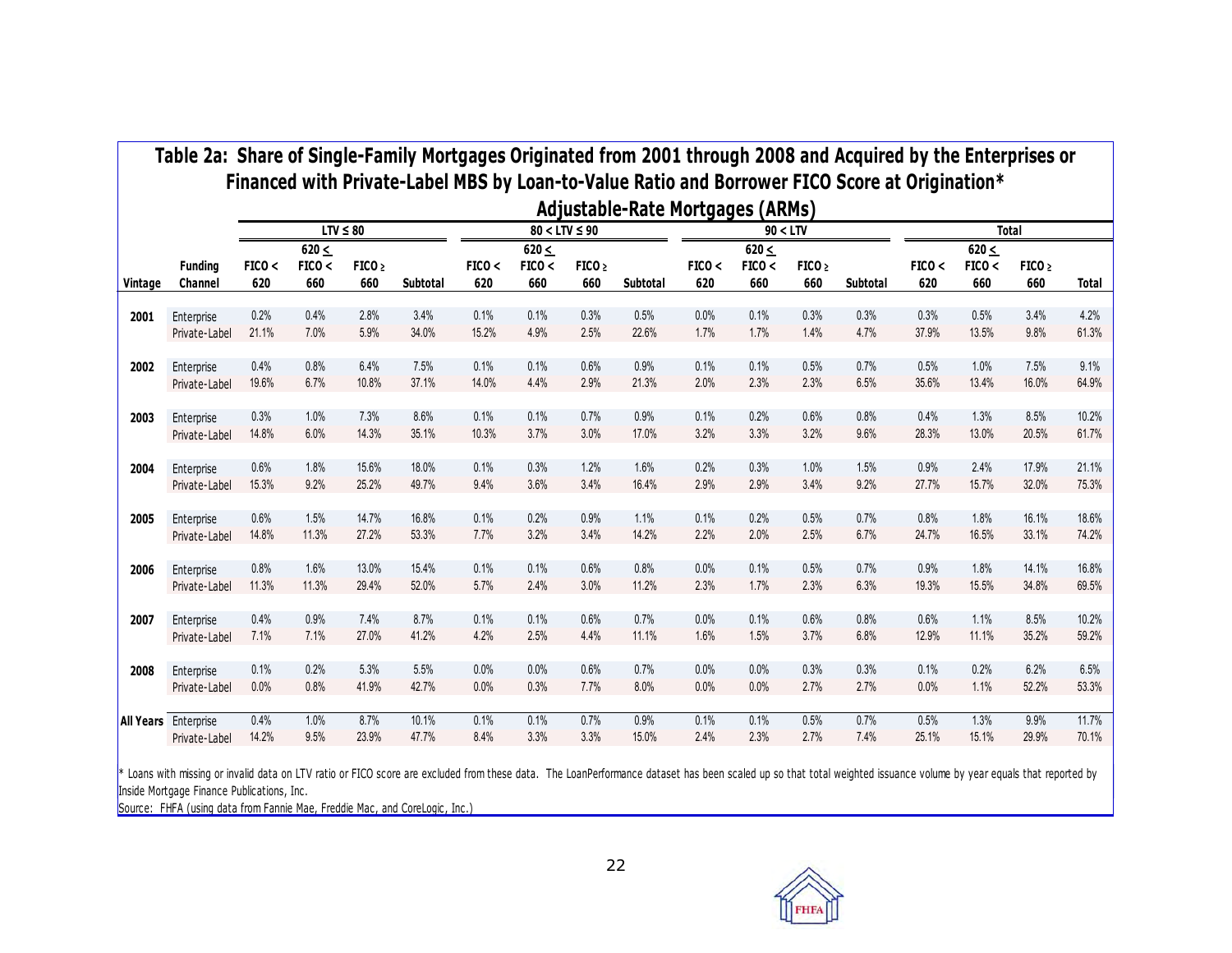# Table 2a: Share of Single-Family Mortgages Originated from 2001 through 2008 and Acquired by the Enterprises or Financed with Private-Label MBS by Loan-to-Value Ratio and Borrower FICO Score at Origination*

## Adjustable-Rate Mortgages (ARMs)

| | | LTV ≤ 80 | | | | 80 < LTV ≤ 90 | | | | 90 < LTV | | | | Total | | | |
|---|---|---|---|---|---|---|---|---|---|---|---|---|---|---|---|---|---|
| Vintage | Funding Channel | FICO < 620 | 620 ≤ FICO < 660 | FICO ≥ 660 | Subtotal | FICO < 620 | 620 ≤ FICO < 660 | FICO ≥ 660 | Subtotal | FICO < 620 | 620 ≤ FICO < 660 | FICO ≥ 660 | Subtotal | FICO < 620 | 620 ≤ FICO < 660 | FICO ≥ 660 | Total |
| 2001 | Enterprise | 0.2% | 0.4% | 2.8% | 3.4% | 0.1% | 0.1% | 0.3% | 0.5% | 0.0% | 0.1% | 0.3% | 0.3% | 0.3% | 0.5% | 3.4% | 4.2% |
| | Private-Label | 21.1% | 7.0% | 5.9% | 34.0% | 15.2% | 4.9% | 2.5% | 22.6% | 1.7% | 1.7% | 1.4% | 4.7% | 37.9% | 13.5% | 9.8% | 61.3% |
| 2002 | Enterprise | 0.4% | 0.8% | 6.4% | 7.5% | 0.1% | 0.1% | 0.6% | 0.9% | 0.1% | 0.1% | 0.5% | 0.7% | 0.5% | 1.0% | 7.5% | 9.1% |
| | Private-Label | 19.6% | 6.7% | 10.8% | 37.1% | 14.0% | 4.4% | 2.9% | 21.3% | 2.0% | 2.3% | 2.3% | 6.5% | 35.6% | 13.4% | 16.0% | 64.9% |
| 2003 | Enterprise | 0.3% | 1.0% | 7.3% | 8.6% | 0.1% | 0.1% | 0.7% | 0.9% | 0.1% | 0.2% | 0.6% | 0.8% | 0.4% | 1.3% | 8.5% | 10.2% |
| | Private-Label | 14.8% | 6.0% | 14.3% | 35.1% | 10.3% | 3.7% | 3.0% | 17.0% | 3.2% | 3.3% | 3.2% | 9.6% | 28.3% | 13.0% | 20.5% | 61.7% |
| 2004 | Enterprise | 0.6% | 1.8% | 15.6% | 18.0% | 0.1% | 0.3% | 1.2% | 1.6% | 0.2% | 0.3% | 1.0% | 1.5% | 0.9% | 2.4% | 17.9% | 21.1% |
| | Private-Label | 15.3% | 9.2% | 25.2% | 49.7% | 9.4% | 3.6% | 3.4% | 16.4% | 2.9% | 2.9% | 3.4% | 9.2% | 27.7% | 15.7% | 32.0% | 75.3% |
| 2005 | Enterprise | 0.6% | 1.5% | 14.7% | 16.8% | 0.1% | 0.2% | 0.9% | 1.1% | 0.1% | 0.2% | 0.5% | 0.7% | 0.8% | 1.8% | 16.1% | 18.6% |
| | Private-Label | 14.8% | 11.3% | 27.2% | 53.3% | 7.7% | 3.2% | 3.4% | 14.2% | 2.2% | 2.0% | 2.5% | 6.7% | 24.7% | 16.5% | 33.1% | 74.2% |
| 2006 | Enterprise | 0.8% | 1.6% | 13.0% | 15.4% | 0.1% | 0.1% | 0.6% | 0.8% | 0.0% | 0.1% | 0.5% | 0.7% | 0.9% | 1.8% | 14.1% | 16.8% |
| | Private-Label | 11.3% | 11.3% | 29.4% | 52.0% | 5.7% | 2.4% | 3.0% | 11.2% | 2.3% | 1.7% | 2.3% | 6.3% | 19.3% | 15.5% | 34.8% | 69.5% |
| 2007 | Enterprise | 0.4% | 0.9% | 7.4% | 8.7% | 0.1% | 0.1% | 0.6% | 0.7% | 0.0% | 0.1% | 0.6% | 0.8% | 0.6% | 1.1% | 8.5% | 10.2% |
| | Private-Label | 7.1% | 7.1% | 27.0% | 41.2% | 4.2% | 2.5% | 4.4% | 11.1% | 1.6% | 1.5% | 3.7% | 6.8% | 12.9% | 11.1% | 35.2% | 59.2% |
| 2008 | Enterprise | 0.1% | 0.2% | 5.3% | 5.5% | 0.0% | 0.0% | 0.6% | 0.7% | 0.0% | 0.0% | 0.3% | 0.3% | 0.1% | 0.2% | 6.2% | 6.5% |
| | Private-Label | 0.0% | 0.8% | 41.9% | 42.7% | 0.0% | 0.3% | 7.7% | 8.0% | 0.0% | 0.0% | 2.7% | 2.7% | 0.0% | 1.1% | 52.2% | 53.3% |
| All Years | Enterprise | 0.4% | 1.0% | 8.7% | 10.1% | 0.1% | 0.1% | 0.7% | 0.9% | 0.1% | 0.1% | 0.5% | 0.7% | 0.5% | 1.3% | 9.9% | 11.7% |
| | Private-Label | 14.2% | 9.5% | 23.9% | 47.7% | 8.4% | 3.3% | 3.3% | 15.0% | 2.4% | 2.3% | 2.7% | 7.4% | 25.1% | 15.1% | 29.9% | 70.1% |

* Loans with missing or invalid data on LTV ratio or FICO score are excluded from these data. The LoanPerformance dataset has been scaled up so that total weighted issuance volume by year equals that reported by Inside Mortgage Finance Publications, Inc.

Source: FHFA (using data from Fannie Mae, Freddie Mac, and CoreLogic, Inc.)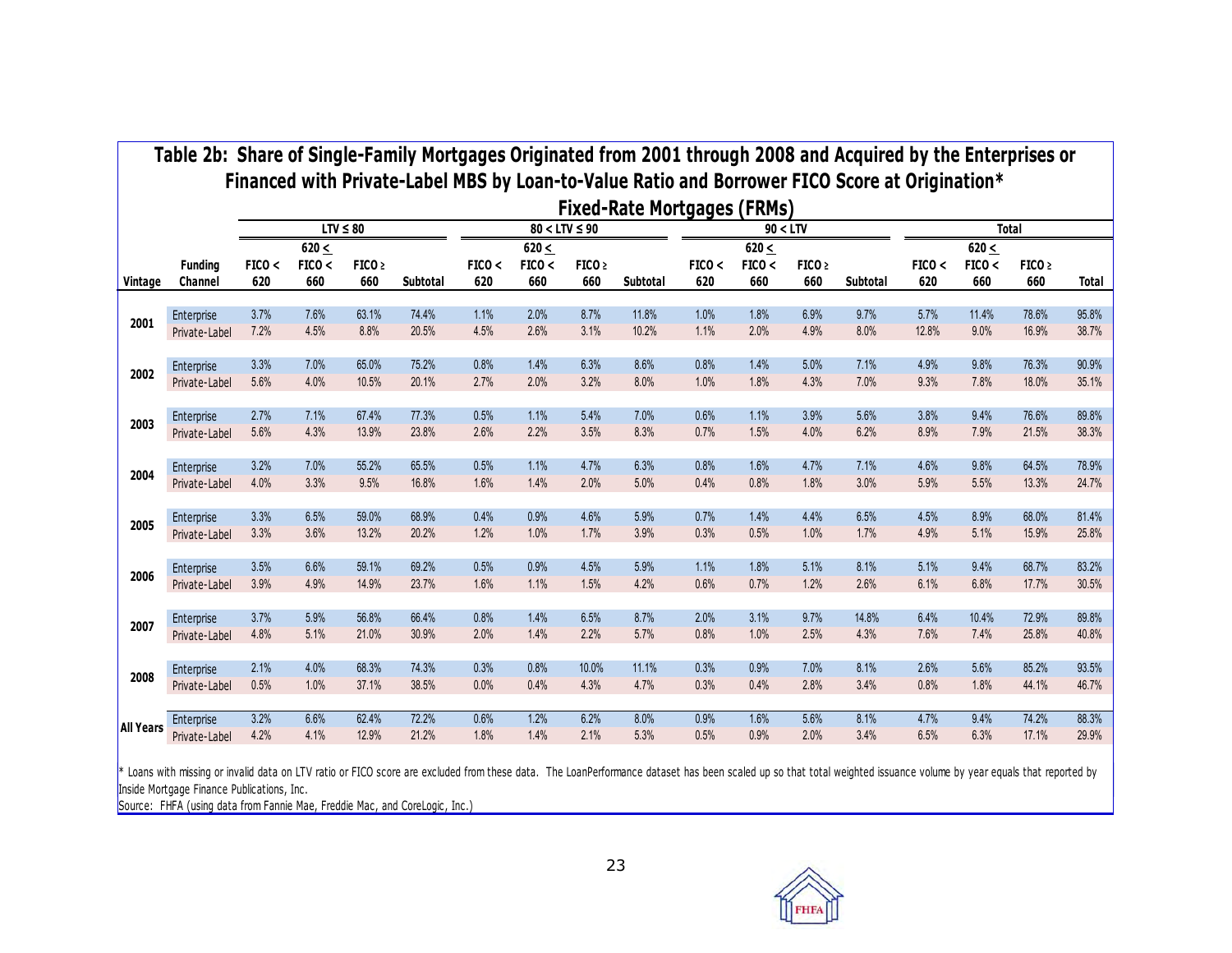**Table 2b: Share of Single-Family Mortgages Originated from 2001 through 2008 and Acquired by the Enterprises or Financed with Private-Label MBS by Loan-to-Value Ratio and Borrower FICO Score at Origination***

**Fixed-Rate Mortgages (FRMs)**

| | | LTV ≤ 80 | | | | 80 < LTV ≤ 90 | | | | 90 < LTV | | | | Total | | | |
|---|---|---|---|---|---|---|---|---|---|---|---|---|---|---|---|---|---|
| Vintage | Funding Channel | FICO < 620 | 620 ≤ FICO < 660 | FICO ≥ 660 | Subtotal | FICO < 620 | 620 ≤ FICO < 660 | FICO ≥ 660 | Subtotal | FICO < 620 | 620 ≤ FICO < 660 | FICO ≥ 660 | Subtotal | FICO < 620 | 620 ≤ FICO < 660 | FICO ≥ 660 | Total |
| 2001 | Enterprise | 3.7% | 7.6% | 63.1% | 74.4% | 1.1% | 2.0% | 8.7% | 11.8% | 1.0% | 1.8% | 6.9% | 9.7% | 5.7% | 11.4% | 78.6% | 95.8% |
| | Private-Label | 7.2% | 4.5% | 8.8% | 20.5% | 4.5% | 2.6% | 3.1% | 10.2% | 1.1% | 2.0% | 4.9% | 8.0% | 12.8% | 9.0% | 16.9% | 38.7% |
| 2002 | Enterprise | 3.3% | 7.0% | 65.0% | 75.2% | 0.8% | 1.4% | 6.3% | 8.6% | 0.8% | 1.4% | 5.0% | 7.1% | 4.9% | 9.8% | 76.3% | 90.9% |
| | Private-Label | 5.6% | 4.0% | 10.5% | 20.1% | 2.7% | 2.0% | 3.2% | 8.0% | 1.0% | 1.8% | 4.3% | 7.0% | 9.3% | 7.8% | 18.0% | 35.1% |
| 2003 | Enterprise | 2.7% | 7.1% | 67.4% | 77.3% | 0.5% | 1.1% | 5.4% | 7.0% | 0.6% | 1.1% | 3.9% | 5.6% | 3.8% | 9.4% | 76.6% | 89.8% |
| | Private-Label | 5.6% | 4.3% | 13.9% | 23.8% | 2.6% | 2.2% | 3.5% | 8.3% | 0.7% | 1.5% | 4.0% | 6.2% | 8.9% | 7.9% | 21.5% | 38.3% |
| 2004 | Enterprise | 3.2% | 7.0% | 55.2% | 65.5% | 0.5% | 1.1% | 4.7% | 6.3% | 0.8% | 1.6% | 4.7% | 7.1% | 4.6% | 9.8% | 64.5% | 78.9% |
| | Private-Label | 4.0% | 3.3% | 9.5% | 16.8% | 1.6% | 1.4% | 2.0% | 5.0% | 0.4% | 0.8% | 1.8% | 3.0% | 5.9% | 5.5% | 13.3% | 24.7% |
| 2005 | Enterprise | 3.3% | 6.5% | 59.0% | 68.9% | 0.4% | 0.9% | 4.6% | 5.9% | 0.7% | 1.4% | 4.4% | 6.5% | 4.5% | 8.9% | 68.0% | 81.4% |
| | Private-Label | 3.3% | 3.6% | 13.2% | 20.2% | 1.2% | 1.0% | 1.7% | 3.9% | 0.3% | 0.5% | 1.0% | 1.7% | 4.9% | 5.1% | 15.9% | 25.8% |
| 2006 | Enterprise | 3.5% | 6.6% | 59.1% | 69.2% | 0.5% | 0.9% | 4.5% | 5.9% | 1.1% | 1.8% | 5.1% | 8.1% | 5.1% | 9.4% | 68.7% | 83.2% |
| | Private-Label | 3.9% | 4.9% | 14.9% | 23.7% | 1.6% | 1.1% | 1.5% | 4.2% | 0.6% | 0.7% | 1.2% | 2.6% | 6.1% | 6.8% | 17.7% | 30.5% |
| 2007 | Enterprise | 3.7% | 5.9% | 56.8% | 66.4% | 0.8% | 1.4% | 6.5% | 8.7% | 2.0% | 3.1% | 9.7% | 14.8% | 6.4% | 10.4% | 72.9% | 89.8% |
| | Private-Label | 4.8% | 5.1% | 21.0% | 30.9% | 2.0% | 1.4% | 2.2% | 5.7% | 0.8% | 1.0% | 2.5% | 4.3% | 7.6% | 7.4% | 25.8% | 40.8% |
| 2008 | Enterprise | 2.1% | 4.0% | 68.3% | 74.3% | 0.3% | 0.8% | 10.0% | 11.1% | 0.3% | 0.9% | 7.0% | 8.1% | 2.6% | 5.6% | 85.2% | 93.5% |
| | Private-Label | 0.5% | 1.0% | 37.1% | 38.5% | 0.0% | 0.4% | 4.3% | 4.7% | 0.3% | 0.4% | 2.8% | 3.4% | 0.8% | 1.8% | 44.1% | 46.7% |
| All Years | Enterprise | 3.2% | 6.6% | 62.4% | 72.2% | 0.6% | 1.2% | 6.2% | 8.0% | 0.9% | 1.6% | 5.6% | 8.1% | 4.7% | 9.4% | 74.2% | 88.3% |
| | Private-Label | 4.2% | 4.1% | 12.9% | 21.2% | 1.8% | 1.4% | 2.1% | 5.3% | 0.5% | 0.9% | 2.0% | 3.4% | 6.5% | 6.3% | 17.1% | 29.9% |

* Loans with missing or invalid data on LTV ratio or FICO score are excluded from these data. The LoanPerformance dataset has been scaled up so that total weighted issuance volume by year equals that reported by Inside Mortgage Finance Publications, Inc.

Source: FHFA (using data from Fannie Mae, Freddie Mac, and CoreLogic, Inc.)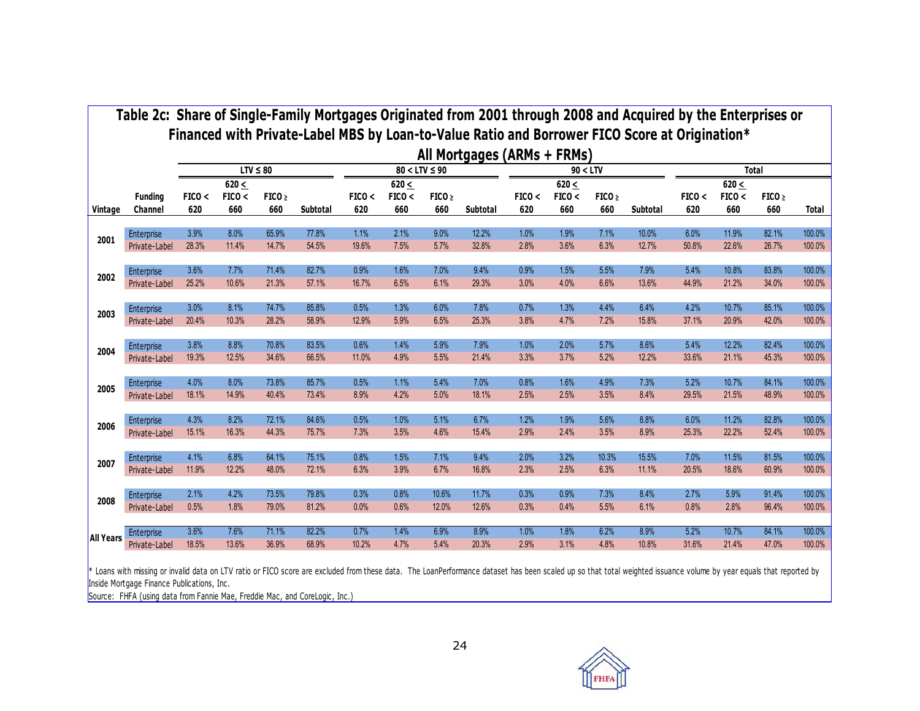## Table 2c: Share of Single-Family Mortgages Originated from 2001 through 2008 and Acquired by the Enterprises or Financed with Private-Label MBS by Loan-to-Value Ratio and Borrower FICO Score at Origination*

### All Mortgages (ARMs + FRMs)

| | | LTV ≤ 80 | | | | 80 < LTV ≤ 90 | | | | 90 < LTV | | | | Total | | | |
|---|---|---|---|---|---|---|---|---|---|---|---|---|---|---|---|---|---|
| Vintage | Funding Channel | FICO < 620 | 620 ≤ FICO < 660 | FICO ≥ 660 | Subtotal | FICO < 620 | 620 ≤ FICO < 660 | FICO ≥ 660 | Subtotal | FICO < 620 | 620 ≤ FICO < 660 | FICO ≥ 660 | Subtotal | FICO < 620 | 620 ≤ FICO < 660 | FICO ≥ 660 | Total |
| 2001 | Enterprise | 3.9% | 8.0% | 65.9% | 77.8% | 1.1% | 2.1% | 9.0% | 12.2% | 1.0% | 1.9% | 7.1% | 10.0% | 6.0% | 11.9% | 82.1% | 100.0% |
| | Private-Label | 28.3% | 11.4% | 14.7% | 54.5% | 19.6% | 7.5% | 5.7% | 32.8% | 2.8% | 3.6% | 6.3% | 12.7% | 50.8% | 22.6% | 26.7% | 100.0% |
| 2002 | Enterprise | 3.6% | 7.7% | 71.4% | 82.7% | 0.9% | 1.6% | 7.0% | 9.4% | 0.9% | 1.5% | 5.5% | 7.9% | 5.4% | 10.8% | 83.8% | 100.0% |
| | Private-Label | 25.2% | 10.6% | 21.3% | 57.1% | 16.7% | 6.5% | 6.1% | 29.3% | 3.0% | 4.0% | 6.6% | 13.6% | 44.9% | 21.2% | 34.0% | 100.0% |
| 2003 | Enterprise | 3.0% | 8.1% | 74.7% | 85.8% | 0.5% | 1.3% | 6.0% | 7.8% | 0.7% | 1.3% | 4.4% | 6.4% | 4.2% | 10.7% | 85.1% | 100.0% |
| | Private-Label | 20.4% | 10.3% | 28.2% | 58.9% | 12.9% | 5.9% | 6.5% | 25.3% | 3.8% | 4.7% | 7.2% | 15.8% | 37.1% | 20.9% | 42.0% | 100.0% |
| 2004 | Enterprise | 3.8% | 8.8% | 70.8% | 83.5% | 0.6% | 1.4% | 5.9% | 7.9% | 1.0% | 2.0% | 5.7% | 8.6% | 5.4% | 12.2% | 82.4% | 100.0% |
| | Private-Label | 19.3% | 12.5% | 34.6% | 66.5% | 11.0% | 4.9% | 5.5% | 21.4% | 3.3% | 3.7% | 5.2% | 12.2% | 33.6% | 21.1% | 45.3% | 100.0% |
| 2005 | Enterprise | 4.0% | 8.0% | 73.8% | 85.7% | 0.5% | 1.1% | 5.4% | 7.0% | 0.8% | 1.6% | 4.9% | 7.3% | 5.2% | 10.7% | 84.1% | 100.0% |
| | Private-Label | 18.1% | 14.9% | 40.4% | 73.4% | 8.9% | 4.2% | 5.0% | 18.1% | 2.5% | 2.5% | 3.5% | 8.4% | 29.5% | 21.5% | 48.9% | 100.0% |
| 2006 | Enterprise | 4.3% | 8.2% | 72.1% | 84.6% | 0.5% | 1.0% | 5.1% | 6.7% | 1.2% | 1.9% | 5.6% | 8.8% | 6.0% | 11.2% | 82.8% | 100.0% |
| | Private-Label | 15.1% | 16.3% | 44.3% | 75.7% | 7.3% | 3.5% | 4.6% | 15.4% | 2.9% | 2.4% | 3.5% | 8.9% | 25.3% | 22.2% | 52.4% | 100.0% |
| 2007 | Enterprise | 4.1% | 6.8% | 64.1% | 75.1% | 0.8% | 1.5% | 7.1% | 9.4% | 2.0% | 3.2% | 10.3% | 15.5% | 7.0% | 11.5% | 81.5% | 100.0% |
| | Private-Label | 11.9% | 12.2% | 48.0% | 72.1% | 6.3% | 3.9% | 6.7% | 16.8% | 2.3% | 2.5% | 6.3% | 11.1% | 20.5% | 18.6% | 60.9% | 100.0% |
| 2008 | Enterprise | 2.1% | 4.2% | 73.5% | 79.8% | 0.3% | 0.8% | 10.6% | 11.7% | 0.3% | 0.9% | 7.3% | 8.4% | 2.7% | 5.9% | 91.4% | 100.0% |
| | Private-Label | 0.5% | 1.8% | 79.0% | 81.2% | 0.0% | 0.6% | 12.0% | 12.6% | 0.3% | 0.4% | 5.5% | 6.1% | 0.8% | 2.8% | 96.4% | 100.0% |
| All Years | Enterprise | 3.6% | 7.6% | 71.1% | 82.2% | 0.7% | 1.4% | 6.9% | 8.9% | 1.0% | 1.8% | 6.2% | 8.9% | 5.2% | 10.7% | 84.1% | 100.0% |
| | Private-Label | 18.5% | 13.6% | 36.9% | 68.9% | 10.2% | 4.7% | 5.4% | 20.3% | 2.9% | 3.1% | 4.8% | 10.8% | 31.6% | 21.4% | 47.0% | 100.0% |

* Loans with missing or invalid data on LTV ratio or FICO score are excluded from these data. The LoanPerformance dataset has been scaled up so that total weighted issuance volume by year equals that reported by Inside Mortgage Finance Publications, Inc.

Source: FHFA (using data from Fannie Mae, Freddie Mac, and CoreLogic, Inc.)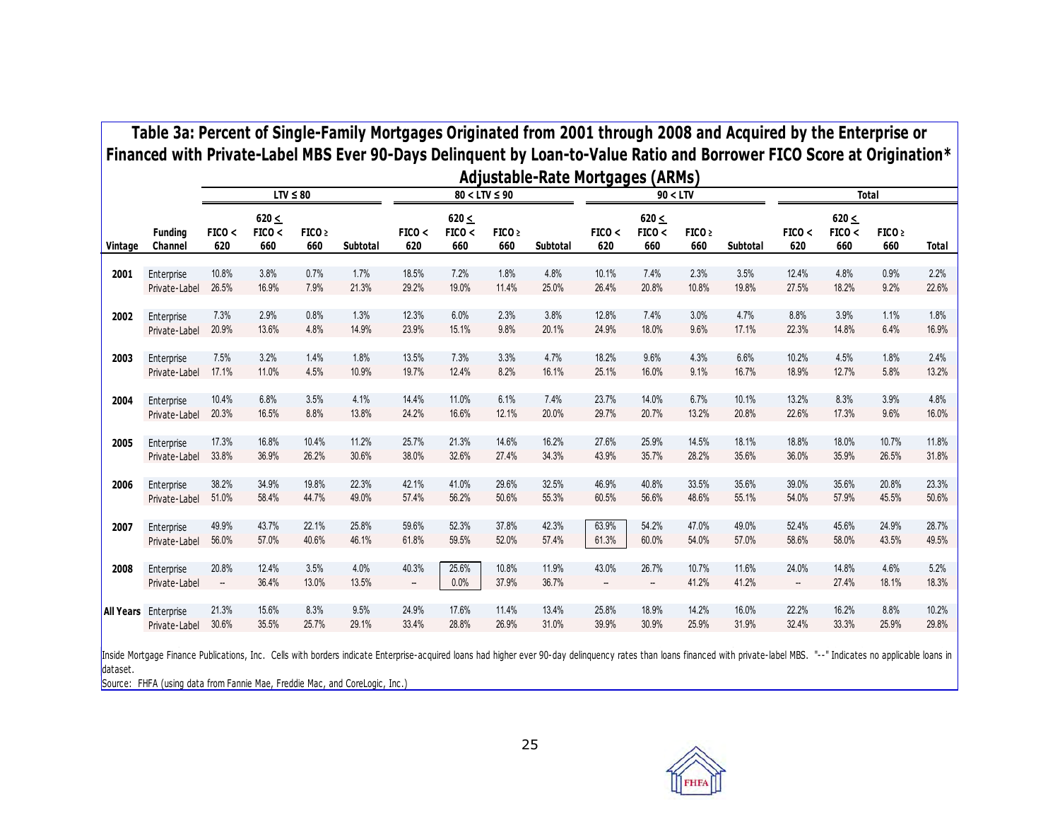## Table 3a: Percent of Single-Family Mortgages Originated from 2001 through 2008 and Acquired by the Enterprise or Financed with Private-Label MBS Ever 90-Days Delinquent by Loan-to-Value Ratio and Borrower FICO Score at Origination*

### Adjustable-Rate Mortgages (ARMs)

| | | LTV ≤ 80 | | | | 80 < LTV ≤ 90 | | | | 90 < LTV | | | | Total | | | |
|---|---|---|---|---|---|---|---|---|---|---|---|---|---|---|---|---|---|
| Vintage | Funding Channel | FICO < 620 | 620 ≤ FICO < 660 | FICO ≥ 660 | Subtotal | FICO < 620 | 620 ≤ FICO < 660 | FICO ≥ 660 | Subtotal | FICO < 620 | 620 ≤ FICO < 660 | FICO ≥ 660 | Subtotal | FICO < 620 | 620 ≤ FICO < 660 | FICO ≥ 660 | Total |
| 2001 | Enterprise | 10.8% | 3.8% | 0.7% | 1.7% | 18.5% | 7.2% | 1.8% | 4.8% | 10.1% | 7.4% | 2.3% | 3.5% | 12.4% | 4.8% | 0.9% | 2.2% |
| | Private-Label | 26.5% | 16.9% | 7.9% | 21.3% | 29.2% | 19.0% | 11.4% | 25.0% | 26.4% | 20.8% | 10.8% | 19.8% | 27.5% | 18.2% | 9.2% | 22.6% |
| 2002 | Enterprise | 7.3% | 2.9% | 0.8% | 1.3% | 12.3% | 6.0% | 2.3% | 3.8% | 12.8% | 7.4% | 3.0% | 4.7% | 8.8% | 3.9% | 1.1% | 1.8% |
| | Private-Label | 20.9% | 13.6% | 4.8% | 14.9% | 23.9% | 15.1% | 9.8% | 20.1% | 24.9% | 18.0% | 9.6% | 17.1% | 22.3% | 14.8% | 6.4% | 16.9% |
| 2003 | Enterprise | 7.5% | 3.2% | 1.4% | 1.8% | 13.5% | 7.3% | 3.3% | 4.7% | 18.2% | 9.6% | 4.3% | 6.6% | 10.2% | 4.5% | 1.8% | 2.4% |
| | Private-Label | 17.1% | 11.0% | 4.5% | 10.9% | 19.7% | 12.4% | 8.2% | 16.1% | 25.1% | 16.0% | 9.1% | 16.7% | 18.9% | 12.7% | 5.8% | 13.2% |
| 2004 | Enterprise | 10.4% | 6.8% | 3.5% | 4.1% | 14.4% | 11.0% | 6.1% | 7.4% | 23.7% | 14.0% | 6.7% | 10.1% | 13.2% | 8.3% | 3.9% | 4.8% |
| | Private-Label | 20.3% | 16.5% | 8.8% | 13.8% | 24.2% | 16.6% | 12.1% | 20.0% | 29.7% | 20.7% | 13.2% | 20.8% | 22.6% | 17.3% | 9.6% | 16.0% |
| 2005 | Enterprise | 17.3% | 16.8% | 10.4% | 11.2% | 25.7% | 21.3% | 14.6% | 16.2% | 27.6% | 25.9% | 14.5% | 18.1% | 18.8% | 18.0% | 10.7% | 11.8% |
| | Private-Label | 33.8% | 36.9% | 26.2% | 30.6% | 38.0% | 32.6% | 27.4% | 34.3% | 43.9% | 35.7% | 28.2% | 35.6% | 36.0% | 35.9% | 26.5% | 31.8% |
| 2006 | Enterprise | 38.2% | 34.9% | 19.8% | 22.3% | 42.1% | 41.0% | 29.6% | 32.5% | 46.9% | 40.8% | 33.5% | 35.6% | 39.0% | 35.6% | 20.8% | 23.3% |
| | Private-Label | 51.0% | 58.4% | 44.7% | 49.0% | 57.4% | 56.2% | 50.6% | 55.3% | 60.5% | 56.6% | 48.6% | 55.1% | 54.0% | 57.9% | 45.5% | 50.6% |
| 2007 | Enterprise | 49.9% | 43.7% | 22.1% | 25.8% | 59.6% | 52.3% | 37.8% | 42.3% | 63.9% | 54.2% | 47.0% | 49.0% | 52.4% | 45.6% | 24.9% | 28.7% |
| | Private-Label | 56.0% | 57.0% | 40.6% | 46.1% | 61.8% | 59.5% | 52.0% | 57.4% | 61.3% | 60.0% | 54.0% | 57.0% | 58.6% | 58.0% | 43.5% | 49.5% |
| 2008 | Enterprise | 20.8% | 12.4% | 3.5% | 4.0% | 40.3% | 25.6% | 10.8% | 11.9% | 43.0% | 26.7% | 10.7% | 11.6% | 24.0% | 14.8% | 4.6% | 5.2% |
| | Private-Label | -- | 36.4% | 13.0% | 13.5% | -- | 0.0% | 37.9% | 36.7% | -- | -- | 41.2% | 41.2% | -- | 27.4% | 18.1% | 18.3% |
| All Years | Enterprise | 21.3% | 15.6% | 8.3% | 9.5% | 24.9% | 17.6% | 11.4% | 13.4% | 25.8% | 18.9% | 14.2% | 16.0% | 22.2% | 16.2% | 8.8% | 10.2% |
| | Private-Label | 30.6% | 35.5% | 25.7% | 29.1% | 33.4% | 28.8% | 26.9% | 31.0% | 39.9% | 30.9% | 25.9% | 31.9% | 32.4% | 33.3% | 25.9% | 29.8% |

Inside Mortgage Finance Publications, Inc. Cells with borders indicate Enterprise-acquired loans had higher ever 90-day delinquency rates than loans financed with private-label MBS. "--" Indicates no applicable loans in dataset.

Source: FHFA (using data from Fannie Mae, Freddie Mac, and CoreLogic, Inc.)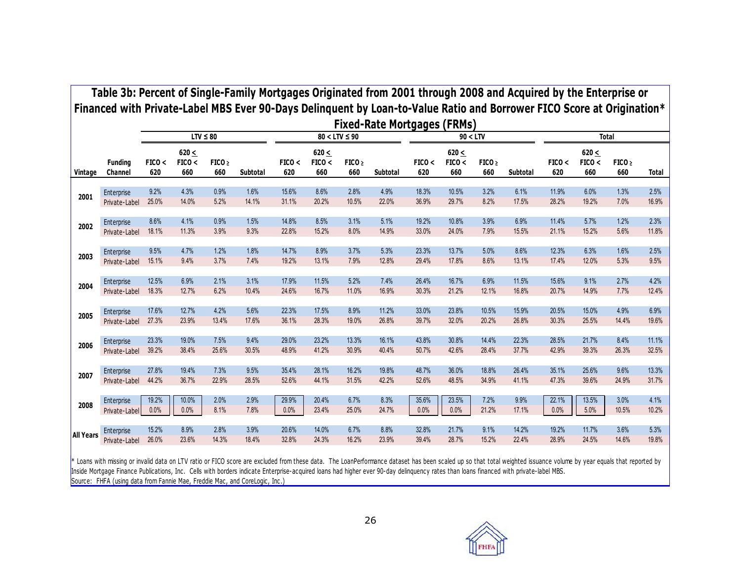# Table 3b: Percent of Single-Family Mortgages Originated from 2001 through 2008 and Acquired by the Enterprise or Financed with Private-Label MBS Ever 90-Days Delinquent by Loan-to-Value Ratio and Borrower FICO Score at Origination*

## Fixed-Rate Mortgages (FRMs)

| | | LTV ≤ 80 | | | | 80 < LTV ≤ 90 | | | | 90 < LTV | | | | Total | | | |
|---|---|---|---|---|---|---|---|---|---|---|---|---|---|---|---|---|---|
| Vintage | Funding Channel | FICO < 620 | 620 ≤ FICO < 660 | FICO ≥ 660 | Subtotal | FICO < 620 | 620 ≤ FICO < 660 | FICO ≥ 660 | Subtotal | FICO < 620 | 620 ≤ FICO < 660 | FICO ≥ 660 | Subtotal | FICO < 620 | 620 ≤ FICO < 660 | FICO ≥ 660 | Total |
| 2001 | Enterprise | 9.2% | 4.3% | 0.9% | 1.6% | 15.6% | 8.6% | 2.8% | 4.9% | 18.3% | 10.5% | 3.2% | 6.1% | 11.9% | 6.0% | 1.3% | 2.5% |
| | Private-Label | 25.0% | 14.0% | 5.2% | 14.1% | 31.1% | 20.2% | 10.5% | 22.0% | 36.9% | 29.7% | 8.2% | 17.5% | 28.2% | 19.2% | 7.0% | 16.9% |
| 2002 | Enterprise | 8.6% | 4.1% | 0.9% | 1.5% | 14.8% | 8.5% | 3.1% | 5.1% | 19.2% | 10.8% | 3.9% | 6.9% | 11.4% | 5.7% | 1.2% | 2.3% |
| | Private-Label | 18.1% | 11.3% | 3.9% | 9.3% | 22.8% | 15.2% | 8.0% | 14.9% | 33.0% | 24.0% | 7.9% | 15.5% | 21.1% | 15.2% | 5.6% | 11.8% |
| 2003 | Enterprise | 9.5% | 4.7% | 1.2% | 1.8% | 14.7% | 8.9% | 3.7% | 5.3% | 23.3% | 13.7% | 5.0% | 8.6% | 12.3% | 6.3% | 1.6% | 2.5% |
| | Private-Label | 15.1% | 9.4% | 3.7% | 7.4% | 19.2% | 13.1% | 7.9% | 12.8% | 29.4% | 17.8% | 8.6% | 13.1% | 17.4% | 12.0% | 5.3% | 9.5% |
| 2004 | Enterprise | 12.5% | 6.9% | 2.1% | 3.1% | 17.9% | 11.5% | 5.2% | 7.4% | 26.4% | 16.7% | 6.9% | 11.5% | 15.6% | 9.1% | 2.7% | 4.2% |
| | Private-Label | 18.3% | 12.7% | 6.2% | 10.4% | 24.6% | 16.7% | 11.0% | 16.9% | 30.3% | 21.2% | 12.1% | 16.8% | 20.7% | 14.9% | 7.7% | 12.4% |
| 2005 | Enterprise | 17.6% | 12.7% | 4.2% | 5.6% | 22.3% | 17.5% | 8.9% | 11.2% | 33.0% | 23.8% | 10.5% | 15.9% | 20.5% | 15.0% | 4.9% | 6.9% |
| | Private-Label | 27.3% | 23.9% | 13.4% | 17.6% | 36.1% | 28.3% | 19.0% | 26.8% | 39.7% | 32.0% | 20.2% | 26.8% | 30.3% | 25.5% | 14.4% | 19.6% |
| 2006 | Enterprise | 23.3% | 19.0% | 7.5% | 9.4% | 29.0% | 23.2% | 13.3% | 16.1% | 43.8% | 30.8% | 14.4% | 22.3% | 28.5% | 21.7% | 8.4% | 11.1% |
| | Private-Label | 39.2% | 38.4% | 25.6% | 30.5% | 48.9% | 41.2% | 30.9% | 40.4% | 50.7% | 42.6% | 28.4% | 37.7% | 42.9% | 39.3% | 26.3% | 32.5% |
| 2007 | Enterprise | 27.8% | 19.4% | 7.3% | 9.5% | 35.4% | 28.1% | 16.2% | 19.8% | 48.7% | 36.0% | 18.8% | 26.4% | 35.1% | 25.6% | 9.6% | 13.3% |
| | Private-Label | 44.2% | 36.7% | 22.9% | 28.5% | 52.6% | 44.1% | 31.5% | 42.2% | 52.6% | 48.5% | 34.9% | 41.1% | 47.3% | 39.6% | 24.9% | 31.7% |
| 2008 | Enterprise | 19.2% | 10.0% | 2.0% | 2.9% | 29.9% | 20.4% | 6.7% | 8.3% | 35.6% | 23.5% | 7.2% | 9.9% | 22.1% | 13.5% | 3.0% | 4.1% |
| | Private-Label | 0.0% | 0.0% | 8.1% | 7.8% | 0.0% | 23.4% | 25.0% | 24.7% | 0.0% | 0.0% | 21.2% | 17.1% | 0.0% | 5.0% | 10.5% | 10.2% |
| All Years | Enterprise | 15.2% | 8.9% | 2.8% | 3.9% | 20.6% | 14.0% | 6.7% | 8.8% | 32.8% | 21.7% | 9.1% | 14.2% | 19.2% | 11.7% | 3.6% | 5.3% |
| | Private-Label | 26.0% | 23.6% | 14.3% | 18.4% | 32.8% | 24.3% | 16.2% | 23.9% | 39.4% | 28.7% | 15.2% | 22.4% | 28.9% | 24.5% | 14.6% | 19.8% |

* Loans with missing or invalid data on LTV ratio or FICO score are excluded from these data. The LoanPerformance dataset has been scaled up so that total weighted issuance volume by year equals that reported by Inside Mortgage Finance Publications, Inc. Cells with borders indicate Enterprise-acquired loans had higher ever 90-day delinquency rates than loans financed with private-label MBS.

Source: FHFA (using data from Fannie Mae, Freddie Mac, and CoreLogic, Inc.)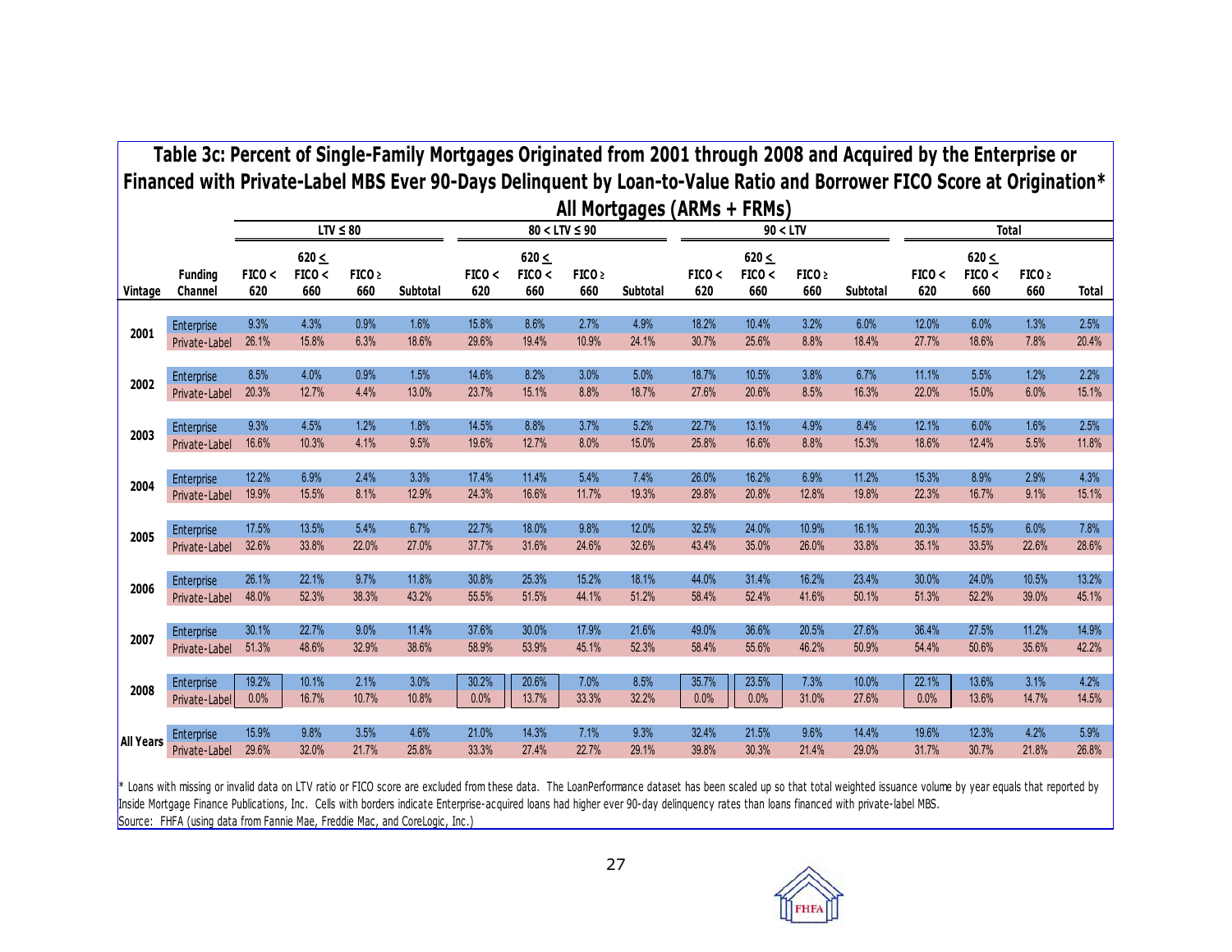## Table 3c: Percent of Single-Family Mortgages Originated from 2001 through 2008 and Acquired by the Enterprise or Financed with Private-Label MBS Ever 90-Days Delinquent by Loan-to-Value Ratio and Borrower FICO Score at Origination*

### All Mortgages (ARMs + FRMs)

| | | LTV ≤ 80 | | | | 80 < LTV ≤ 90 | | | | 90 < LTV | | | | Total | | | |
|---|---|---|---|---|---|---|---|---|---|---|---|---|---|---|---|---|---|
| Vintage | Funding Channel | FICO < 620 | 620 ≤ FICO < 660 | FICO ≥ 660 | Subtotal | FICO < 620 | 620 ≤ FICO < 660 | FICO ≥ 660 | Subtotal | FICO < 620 | 620 ≤ FICO < 660 | FICO ≥ 660 | Subtotal | FICO < 620 | 620 ≤ FICO < 660 | FICO ≥ 660 | Total |
| 2001 | Enterprise | 9.3% | 4.3% | 0.9% | 1.6% | 15.8% | 8.6% | 2.7% | 4.9% | 18.2% | 10.4% | 3.2% | 6.0% | 12.0% | 6.0% | 1.3% | 2.5% |
| | Private-Label | 26.1% | 15.8% | 6.3% | 18.6% | 29.6% | 19.4% | 10.9% | 24.1% | 30.7% | 25.6% | 8.8% | 18.4% | 27.7% | 18.6% | 7.8% | 20.4% |
| 2002 | Enterprise | 8.5% | 4.0% | 0.9% | 1.5% | 14.6% | 8.2% | 3.0% | 5.0% | 18.7% | 10.5% | 3.8% | 6.7% | 11.1% | 5.5% | 1.2% | 2.2% |
| | Private-Label | 20.3% | 12.7% | 4.4% | 13.0% | 23.7% | 15.1% | 8.8% | 18.7% | 27.6% | 20.6% | 8.5% | 16.3% | 22.0% | 15.0% | 6.0% | 15.1% |
| 2003 | Enterprise | 9.3% | 4.5% | 1.2% | 1.8% | 14.5% | 8.8% | 3.7% | 5.2% | 22.7% | 13.1% | 4.9% | 8.4% | 12.1% | 6.0% | 1.6% | 2.5% |
| | Private-Label | 16.6% | 10.3% | 4.1% | 9.5% | 19.6% | 12.7% | 8.0% | 15.0% | 25.8% | 16.6% | 8.8% | 15.3% | 18.6% | 12.4% | 5.5% | 11.8% |
| 2004 | Enterprise | 12.2% | 6.9% | 2.4% | 3.3% | 17.4% | 11.4% | 5.4% | 7.4% | 26.0% | 16.2% | 6.9% | 11.2% | 15.3% | 8.9% | 2.9% | 4.3% |
| | Private-Label | 19.9% | 15.5% | 8.1% | 12.9% | 24.3% | 16.6% | 11.7% | 19.3% | 29.8% | 20.8% | 12.8% | 19.8% | 22.3% | 16.7% | 9.1% | 15.1% |
| 2005 | Enterprise | 17.5% | 13.5% | 5.4% | 6.7% | 22.7% | 18.0% | 9.8% | 12.0% | 32.5% | 24.0% | 10.9% | 16.1% | 20.3% | 15.5% | 6.0% | 7.8% |
| | Private-Label | 32.6% | 33.8% | 22.0% | 27.0% | 37.7% | 31.6% | 24.6% | 32.6% | 43.4% | 35.0% | 26.0% | 33.8% | 35.1% | 33.5% | 22.6% | 28.6% |
| 2006 | Enterprise | 26.1% | 22.1% | 9.7% | 11.8% | 30.8% | 25.3% | 15.2% | 18.1% | 44.0% | 31.4% | 16.2% | 23.4% | 30.0% | 24.0% | 10.5% | 13.2% |
| | Private-Label | 48.0% | 52.3% | 38.3% | 43.2% | 55.5% | 51.5% | 44.1% | 51.2% | 58.4% | 52.4% | 41.6% | 50.1% | 51.3% | 52.2% | 39.0% | 45.1% |
| 2007 | Enterprise | 30.1% | 22.7% | 9.0% | 11.4% | 37.6% | 30.0% | 17.9% | 21.6% | 49.0% | 36.6% | 20.5% | 27.6% | 36.4% | 27.5% | 11.2% | 14.9% |
| | Private-Label | 51.3% | 48.6% | 32.9% | 38.6% | 58.9% | 53.9% | 45.1% | 52.3% | 58.4% | 55.6% | 46.2% | 50.9% | 54.4% | 50.6% | 35.6% | 42.2% |
| 2008 | Enterprise | 19.2% | 10.1% | 2.1% | 3.0% | 30.2% | 20.6% | 7.0% | 8.5% | 35.7% | 23.5% | 7.3% | 10.0% | 22.1% | 13.6% | 3.1% | 4.2% |
| | Private-Label | 0.0% | 16.7% | 10.7% | 10.8% | 0.0% | 13.7% | 33.3% | 32.2% | 0.0% | 0.0% | 31.0% | 27.6% | 0.0% | 13.6% | 14.7% | 14.5% |
| All Years | Enterprise | 15.9% | 9.8% | 3.5% | 4.6% | 21.0% | 14.3% | 7.1% | 9.3% | 32.4% | 21.5% | 9.6% | 14.4% | 19.6% | 12.3% | 4.2% | 5.9% |
| | Private-Label | 29.6% | 32.0% | 21.7% | 25.8% | 33.3% | 27.4% | 22.7% | 29.1% | 39.8% | 30.3% | 21.4% | 29.0% | 31.7% | 30.7% | 21.8% | 26.8% |

* Loans with missing or invalid data on LTV ratio or FICO score are excluded from these data. The LoanPerformance dataset has been scaled up so that total weighted issuance volume by year equals that reported by Inside Mortgage Finance Publications, Inc. Cells with borders indicate Enterprise-acquired loans had higher ever 90-day delinquency rates than loans financed with private-label MBS.

Source: FHFA (using data from Fannie Mae, Freddie Mac, and CoreLogic, Inc.)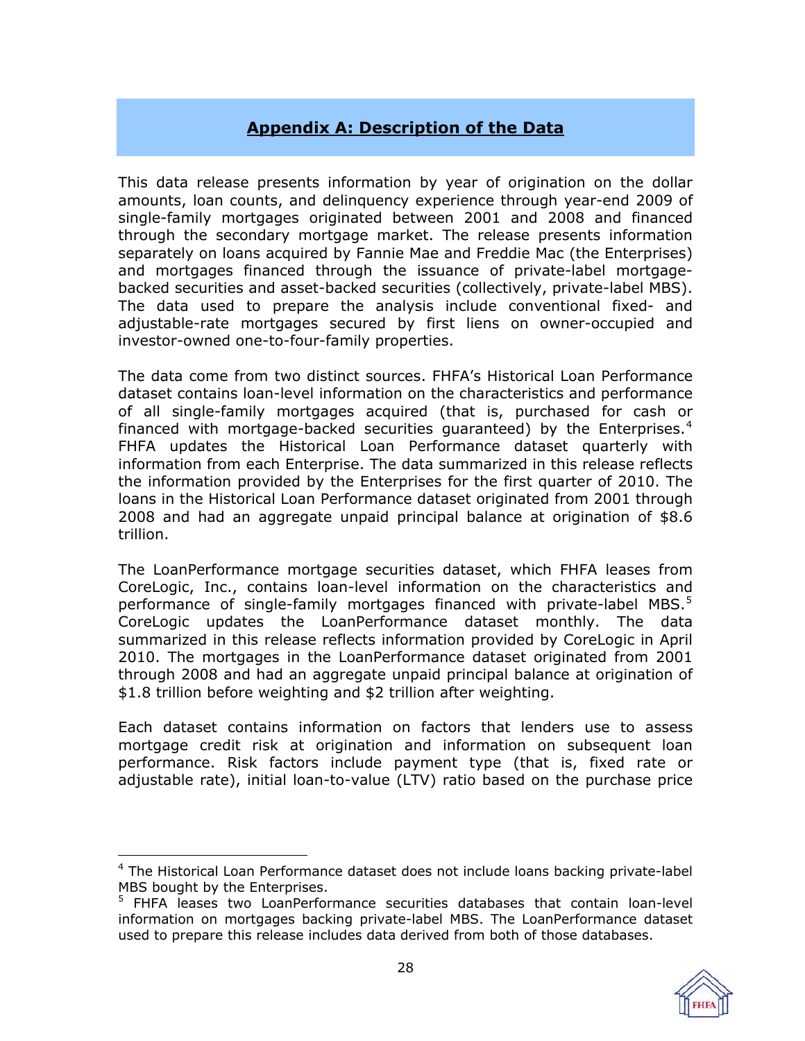## Appendix A: Description of the Data

This data release presents information by year of origination on the dollar amounts, loan counts, and delinquency experience through year-end 2009 of single-family mortgages originated between 2001 and 2008 and financed through the secondary mortgage market. The release presents information separately on loans acquired by Fannie Mae and Freddie Mac (the Enterprises) and mortgages financed through the issuance of private-label mortgage-backed securities and asset-backed securities (collectively, private-label MBS). The data used to prepare the analysis include conventional fixed- and adjustable-rate mortgages secured by first liens on owner-occupied and investor-owned one-to-four-family properties.

The data come from two distinct sources. FHFA's Historical Loan Performance dataset contains loan-level information on the characteristics and performance of all single-family mortgages acquired (that is, purchased for cash or financed with mortgage-backed securities guaranteed) by the Enterprises.[4] FHFA updates the Historical Loan Performance dataset quarterly with information from each Enterprise. The data summarized in this release reflects the information provided by the Enterprises for the first quarter of 2010. The loans in the Historical Loan Performance dataset originated from 2001 through 2008 and had an aggregate unpaid principal balance at origination of $8.6 trillion.

The LoanPerformance mortgage securities dataset, which FHFA leases from CoreLogic, Inc., contains loan-level information on the characteristics and performance of single-family mortgages financed with private-label MBS.[5] CoreLogic updates the LoanPerformance dataset monthly. The data summarized in this release reflects information provided by CoreLogic in April 2010. The mortgages in the LoanPerformance dataset originated from 2001 through 2008 and had an aggregate unpaid principal balance at origination of $1.8 trillion before weighting and $2 trillion after weighting.

Each dataset contains information on factors that lenders use to assess mortgage credit risk at origination and information on subsequent loan performance. Risk factors include payment type (that is, fixed rate or adjustable rate), initial loan-to-value (LTV) ratio based on the purchase price

---

[4] The Historical Loan Performance dataset does not include loans backing private-label MBS bought by the Enterprises.

[5] FHFA leases two LoanPerformance securities databases that contain loan-level information on mortgages backing private-label MBS. The LoanPerformance dataset used to prepare this release includes data derived from both of those databases.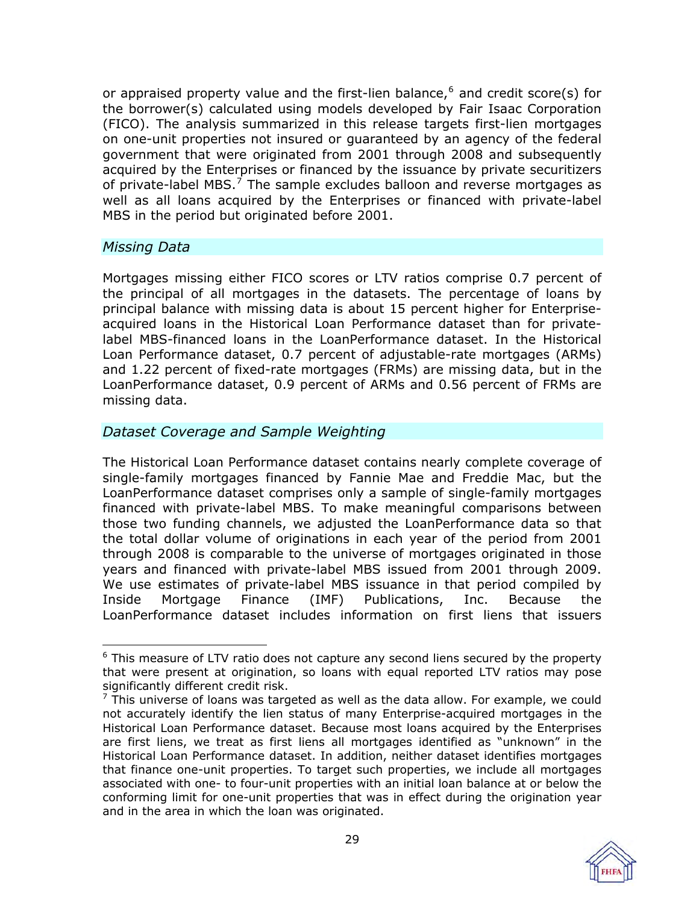or appraised property value and the first-lien balance,[6] and credit score(s) for the borrower(s) calculated using models developed by Fair Isaac Corporation (FICO). The analysis summarized in this release targets first-lien mortgages on one-unit properties not insured or guaranteed by an agency of the federal government that were originated from 2001 through 2008 and subsequently acquired by the Enterprises or financed by the issuance by private securitizers of private-label MBS.[7] The sample excludes balloon and reverse mortgages as well as all loans acquired by the Enterprises or financed with private-label MBS in the period but originated before 2001.

### *Missing Data*

Mortgages missing either FICO scores or LTV ratios comprise 0.7 percent of the principal of all mortgages in the datasets. The percentage of loans by principal balance with missing data is about 15 percent higher for Enterprise-acquired loans in the Historical Loan Performance dataset than for private-label MBS-financed loans in the LoanPerformance dataset. In the Historical Loan Performance dataset, 0.7 percent of adjustable-rate mortgages (ARMs) and 1.22 percent of fixed-rate mortgages (FRMs) are missing data, but in the LoanPerformance dataset, 0.9 percent of ARMs and 0.56 percent of FRMs are missing data.

### *Dataset Coverage and Sample Weighting*

The Historical Loan Performance dataset contains nearly complete coverage of single-family mortgages financed by Fannie Mae and Freddie Mac, but the LoanPerformance dataset comprises only a sample of single-family mortgages financed with private-label MBS. To make meaningful comparisons between those two funding channels, we adjusted the LoanPerformance data so that the total dollar volume of originations in each year of the period from 2001 through 2008 is comparable to the universe of mortgages originated in those years and financed with private-label MBS issued from 2001 through 2009. We use estimates of private-label MBS issuance in that period compiled by Inside Mortgage Finance (IMF) Publications, Inc. Because the LoanPerformance dataset includes information on first liens that issuers

---

[6] This measure of LTV ratio does not capture any second liens secured by the property that were present at origination, so loans with equal reported LTV ratios may pose significantly different credit risk.

[7] This universe of loans was targeted as well as the data allow. For example, we could not accurately identify the lien status of many Enterprise-acquired mortgages in the Historical Loan Performance dataset. Because most loans acquired by the Enterprises are first liens, we treat as first liens all mortgages identified as "unknown" in the Historical Loan Performance dataset. In addition, neither dataset identifies mortgages that finance one-unit properties. To target such properties, we include all mortgages associated with one- to four-unit properties with an initial loan balance at or below the conforming limit for one-unit properties that was in effect during the origination year and in the area in which the loan was originated.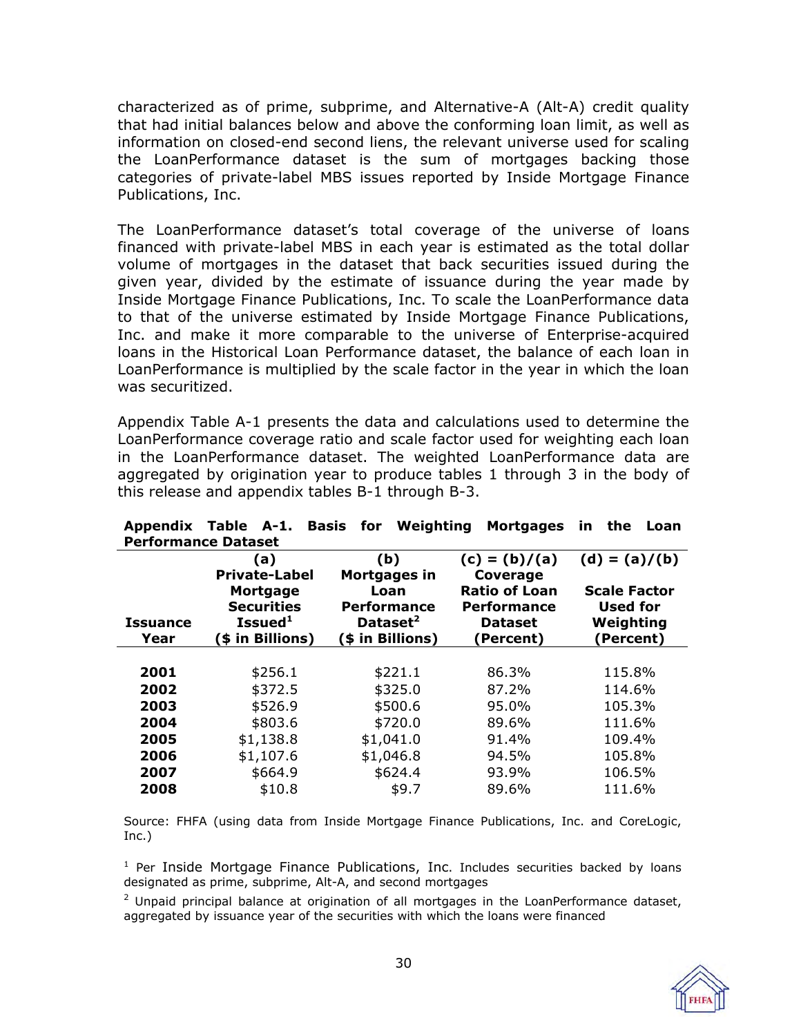characterized as of prime, subprime, and Alternative-A (Alt-A) credit quality that had initial balances below and above the conforming loan limit, as well as information on closed-end second liens, the relevant universe used for scaling the LoanPerformance dataset is the sum of mortgages backing those categories of private-label MBS issues reported by Inside Mortgage Finance Publications, Inc.

The LoanPerformance dataset's total coverage of the universe of loans financed with private-label MBS in each year is estimated as the total dollar volume of mortgages in the dataset that back securities issued during the given year, divided by the estimate of issuance during the year made by Inside Mortgage Finance Publications, Inc. To scale the LoanPerformance data to that of the universe estimated by Inside Mortgage Finance Publications, Inc. and make it more comparable to the universe of Enterprise-acquired loans in the Historical Loan Performance dataset, the balance of each loan in LoanPerformance is multiplied by the scale factor in the year in which the loan was securitized.

Appendix Table A-1 presents the data and calculations used to determine the LoanPerformance coverage ratio and scale factor used for weighting each loan in the LoanPerformance dataset. The weighted LoanPerformance data are aggregated by origination year to produce tables 1 through 3 in the body of this release and appendix tables B-1 through B-3.

**Appendix Table A-1. Basis for Weighting Mortgages in the Loan Performance Dataset**

| Issuance Year | (a) Private-Label Mortgage Securities Issued[1] ($ in Billions) | (b) Mortgages in Loan Performance Dataset[2] ($ in Billions) | (c) = (b)/(a) Coverage Ratio of Loan Performance Dataset (Percent) | (d) = (a)/(b) Scale Factor Used for Weighting (Percent) |
|---|---|---|---|---|
| **2001** | $256.1 | $221.1 | 86.3% | 115.8% |
| **2002** | $372.5 | $325.0 | 87.2% | 114.6% |
| **2003** | $526.9 | $500.6 | 95.0% | 105.3% |
| **2004** | $803.6 | $720.0 | 89.6% | 111.6% |
| **2005** | $1,138.8 | $1,041.0 | 91.4% | 109.4% |
| **2006** | $1,107.6 | $1,046.8 | 94.5% | 105.8% |
| **2007** | $664.9 | $624.4 | 93.9% | 106.5% |
| **2008** | $10.8 | $9.7 | 89.6% | 111.6% |

Source: FHFA (using data from Inside Mortgage Finance Publications, Inc. and CoreLogic, Inc.)

[1] Per Inside Mortgage Finance Publications, Inc. Includes securities backed by loans designated as prime, subprime, Alt-A, and second mortgages

[2] Unpaid principal balance at origination of all mortgages in the LoanPerformance dataset, aggregated by issuance year of the securities with which the loans were financed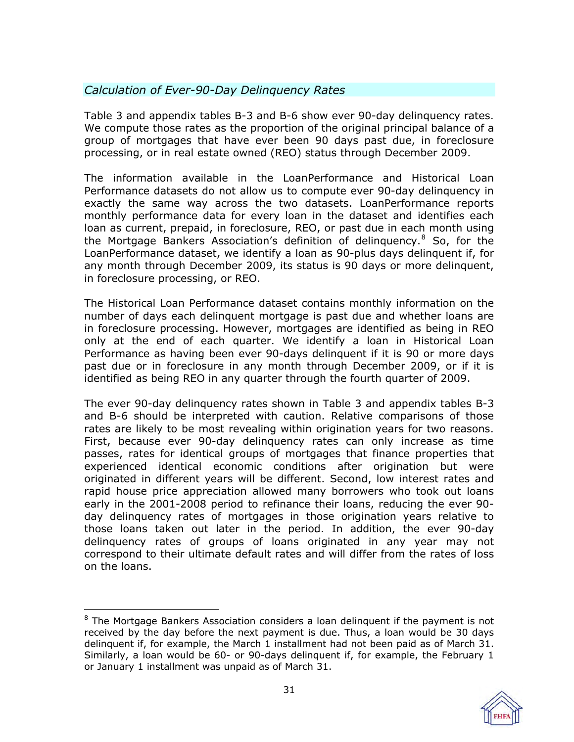### *Calculation of Ever-90-Day Delinquency Rates*

Table 3 and appendix tables B-3 and B-6 show ever 90-day delinquency rates. We compute those rates as the proportion of the original principal balance of a group of mortgages that have ever been 90 days past due, in foreclosure processing, or in real estate owned (REO) status through December 2009.

The information available in the LoanPerformance and Historical Loan Performance datasets do not allow us to compute ever 90-day delinquency in exactly the same way across the two datasets. LoanPerformance reports monthly performance data for every loan in the dataset and identifies each loan as current, prepaid, in foreclosure, REO, or past due in each month using the Mortgage Bankers Association's definition of delinquency.[8] So, for the LoanPerformance dataset, we identify a loan as 90-plus days delinquent if, for any month through December 2009, its status is 90 days or more delinquent, in foreclosure processing, or REO.

The Historical Loan Performance dataset contains monthly information on the number of days each delinquent mortgage is past due and whether loans are in foreclosure processing. However, mortgages are identified as being in REO only at the end of each quarter. We identify a loan in Historical Loan Performance as having been ever 90-days delinquent if it is 90 or more days past due or in foreclosure in any month through December 2009, or if it is identified as being REO in any quarter through the fourth quarter of 2009.

The ever 90-day delinquency rates shown in Table 3 and appendix tables B-3 and B-6 should be interpreted with caution. Relative comparisons of those rates are likely to be most revealing within origination years for two reasons. First, because ever 90-day delinquency rates can only increase as time passes, rates for identical groups of mortgages that finance properties that experienced identical economic conditions after origination but were originated in different years will be different. Second, low interest rates and rapid house price appreciation allowed many borrowers who took out loans early in the 2001-2008 period to refinance their loans, reducing the ever 90-day delinquency rates of mortgages in those origination years relative to those loans taken out later in the period. In addition, the ever 90-day delinquency rates of groups of loans originated in any year may not correspond to their ultimate default rates and will differ from the rates of loss on the loans.

---

[8] The Mortgage Bankers Association considers a loan delinquent if the payment is not received by the day before the next payment is due. Thus, a loan would be 30 days delinquent if, for example, the March 1 installment had not been paid as of March 31. Similarly, a loan would be 60- or 90-days delinquent if, for example, the February 1 or January 1 installment was unpaid as of March 31.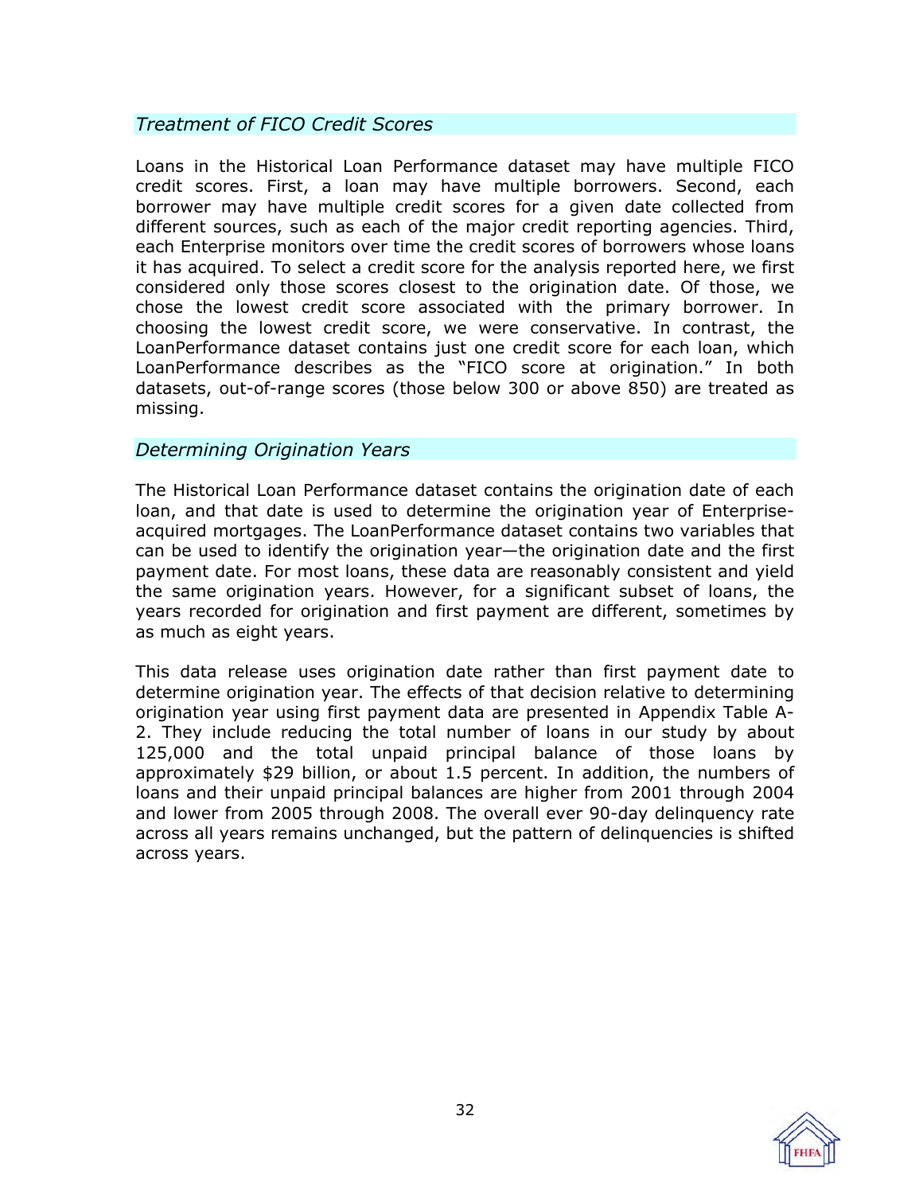### *Treatment of FICO Credit Scores*

Loans in the Historical Loan Performance dataset may have multiple FICO credit scores. First, a loan may have multiple borrowers. Second, each borrower may have multiple credit scores for a given date collected from different sources, such as each of the major credit reporting agencies. Third, each Enterprise monitors over time the credit scores of borrowers whose loans it has acquired. To select a credit score for the analysis reported here, we first considered only those scores closest to the origination date. Of those, we chose the lowest credit score associated with the primary borrower. In choosing the lowest credit score, we were conservative. In contrast, the LoanPerformance dataset contains just one credit score for each loan, which LoanPerformance describes as the "FICO score at origination." In both datasets, out-of-range scores (those below 300 or above 850) are treated as missing.

### *Determining Origination Years*

The Historical Loan Performance dataset contains the origination date of each loan, and that date is used to determine the origination year of Enterprise-acquired mortgages. The LoanPerformance dataset contains two variables that can be used to identify the origination year—the origination date and the first payment date. For most loans, these data are reasonably consistent and yield the same origination years. However, for a significant subset of loans, the years recorded for origination and first payment are different, sometimes by as much as eight years.

This data release uses origination date rather than first payment date to determine origination year. The effects of that decision relative to determining origination year using first payment data are presented in Appendix Table A-2. They include reducing the total number of loans in our study by about 125,000 and the total unpaid principal balance of those loans by approximately $29 billion, or about 1.5 percent. In addition, the numbers of loans and their unpaid principal balances are higher from 2001 through 2004 and lower from 2005 through 2008. The overall ever 90-day delinquency rate across all years remains unchanged, but the pattern of delinquencies is shifted across years.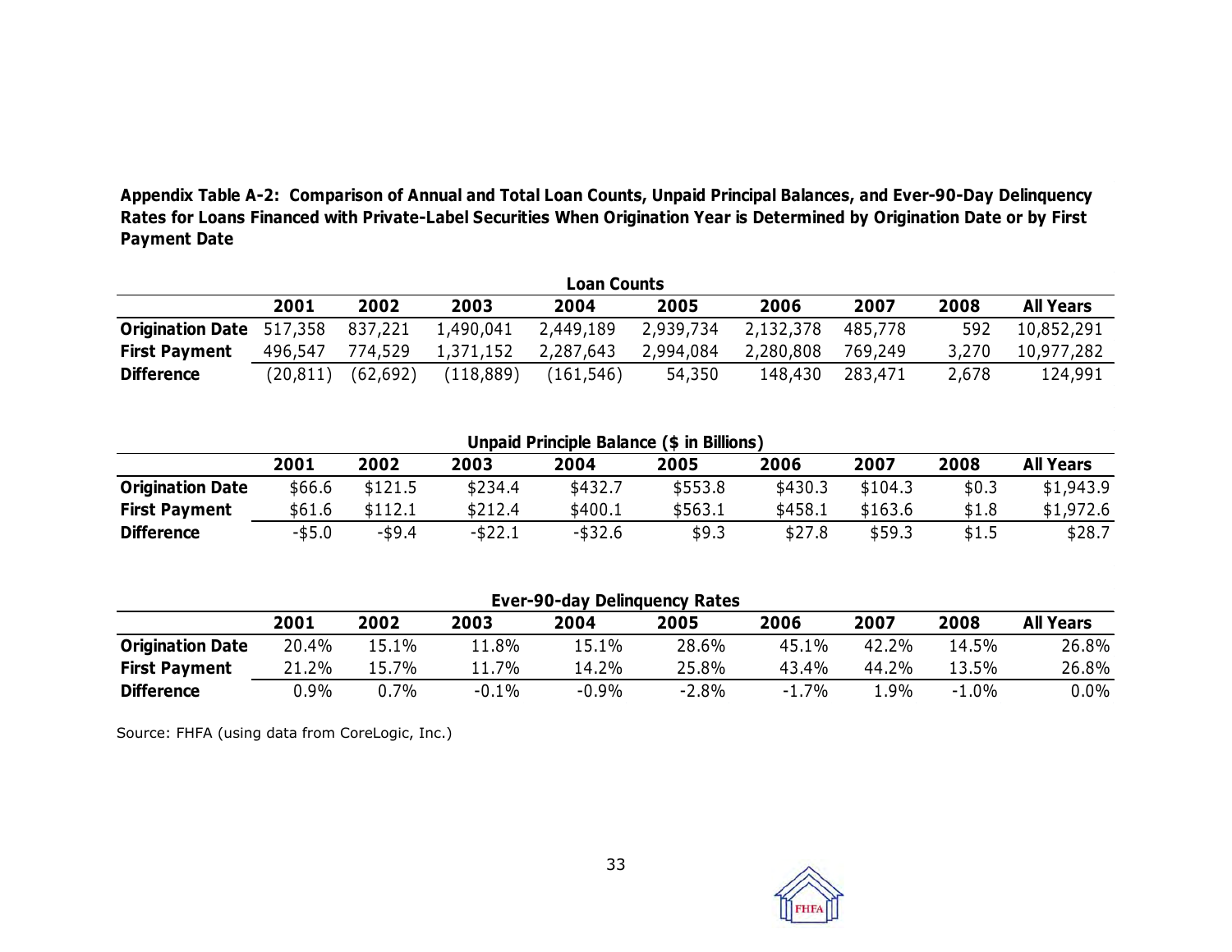**Appendix Table A-2: Comparison of Annual and Total Loan Counts, Unpaid Principal Balances, and Ever-90-Day Delinquency Rates for Loans Financed with Private-Label Securities When Origination Year is Determined by Origination Date or by First Payment Date**

**Loan Counts**

| | 2001 | 2002 | 2003 | 2004 | 2005 | 2006 | 2007 | 2008 | All Years |
|---|---|---|---|---|---|---|---|---|---|
| **Origination Date** | 517,358 | 837,221 | 1,490,041 | 2,449,189 | 2,939,734 | 2,132,378 | 485,778 | 592 | 10,852,291 |
| **First Payment** | 496,547 | 774,529 | 1,371,152 | 2,287,643 | 2,994,084 | 2,280,808 | 769,249 | 3,270 | 10,977,282 |
| **Difference** | (20,811) | (62,692) | (118,889) | (161,546) | 54,350 | 148,430 | 283,471 | 2,678 | 124,991 |

**Unpaid Principle Balance ($ in Billions)**

| | 2001 | 2002 | 2003 | 2004 | 2005 | 2006 | 2007 | 2008 | All Years |
|---|---|---|---|---|---|---|---|---|---|
| **Origination Date** | $66.6 | $121.5 | $234.4 | $432.7 | $553.8 | $430.3 | $104.3 | $0.3 | $1,943.9 |
| **First Payment** | $61.6 | $112.1 | $212.4 | $400.1 | $563.1 | $458.1 | $163.6 | $1.8 | $1,972.6 |
| **Difference** | -$5.0 | -$9.4 | -$22.1 | -$32.6 | $9.3 | $27.8 | $59.3 | $1.5 | $28.7 |

**Ever-90-day Delinquency Rates**

| | 2001 | 2002 | 2003 | 2004 | 2005 | 2006 | 2007 | 2008 | All Years |
|---|---|---|---|---|---|---|---|---|---|
| **Origination Date** | 20.4% | 15.1% | 11.8% | 15.1% | 28.6% | 45.1% | 42.2% | 14.5% | 26.8% |
| **First Payment** | 21.2% | 15.7% | 11.7% | 14.2% | 25.8% | 43.4% | 44.2% | 13.5% | 26.8% |
| **Difference** | 0.9% | 0.7% | -0.1% | -0.9% | -2.8% | -1.7% | 1.9% | -1.0% | 0.0% |

Source: FHFA (using data from CoreLogic, Inc.)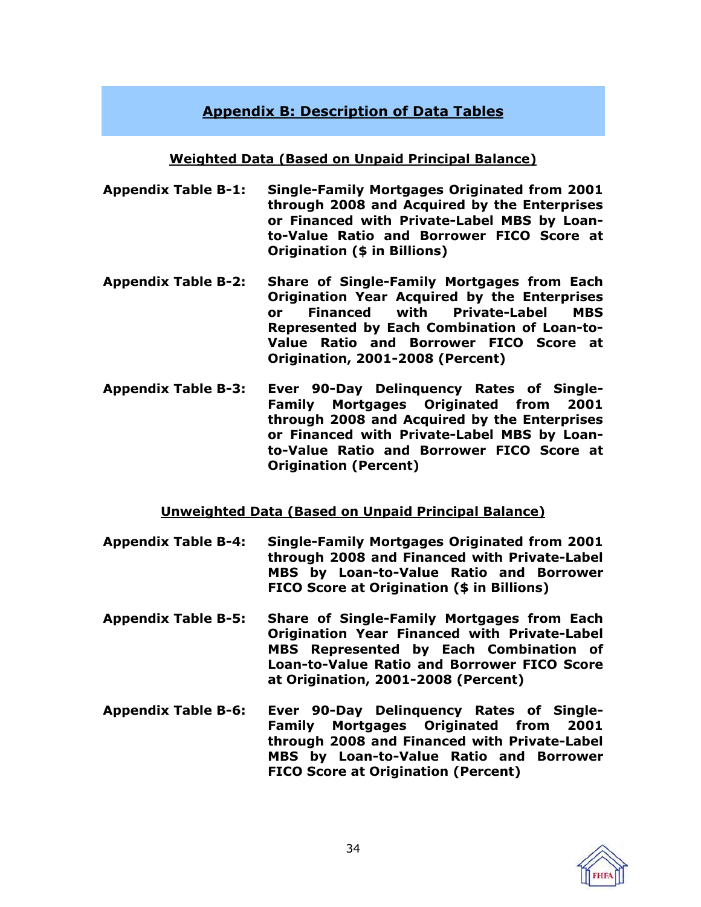## Appendix B: Description of Data Tables

**Weighted Data (Based on Unpaid Principal Balance)**

**Appendix Table B-1:** **Single-Family Mortgages Originated from 2001 through 2008 and Acquired by the Enterprises or Financed with Private-Label MBS by Loan-to-Value Ratio and Borrower FICO Score at Origination ($ in Billions)**

**Appendix Table B-2:** **Share of Single-Family Mortgages from Each Origination Year Acquired by the Enterprises or Financed with Private-Label MBS Represented by Each Combination of Loan-to-Value Ratio and Borrower FICO Score at Origination, 2001-2008 (Percent)**

**Appendix Table B-3:** **Ever 90-Day Delinquency Rates of Single-Family Mortgages Originated from 2001 through 2008 and Acquired by the Enterprises or Financed with Private-Label MBS by Loan-to-Value Ratio and Borrower FICO Score at Origination (Percent)**

**Unweighted Data (Based on Unpaid Principal Balance)**

**Appendix Table B-4:** **Single-Family Mortgages Originated from 2001 through 2008 and Financed with Private-Label MBS by Loan-to-Value Ratio and Borrower FICO Score at Origination ($ in Billions)**

**Appendix Table B-5:** **Share of Single-Family Mortgages from Each Origination Year Financed with Private-Label MBS Represented by Each Combination of Loan-to-Value Ratio and Borrower FICO Score at Origination, 2001-2008 (Percent)**

**Appendix Table B-6:** **Ever 90-Day Delinquency Rates of Single-Family Mortgages Originated from 2001 through 2008 and Financed with Private-Label MBS by Loan-to-Value Ratio and Borrower FICO Score at Origination (Percent)**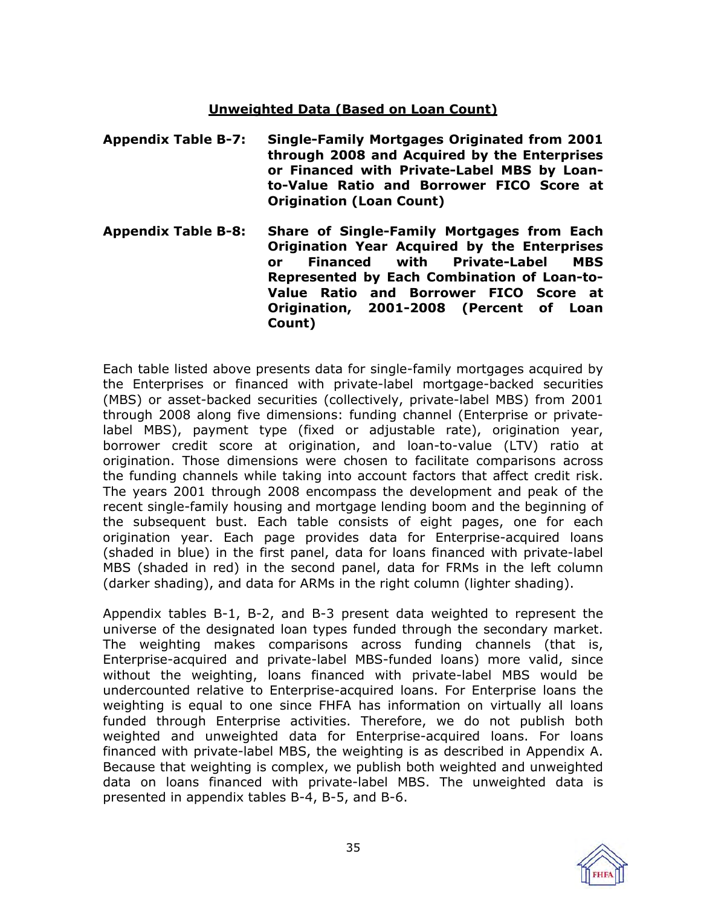## Unweighted Data (Based on Loan Count)

**Appendix Table B-7:** **Single-Family Mortgages Originated from 2001 through 2008 and Acquired by the Enterprises or Financed with Private-Label MBS by Loan-to-Value Ratio and Borrower FICO Score at Origination (Loan Count)**

**Appendix Table B-8:** **Share of Single-Family Mortgages from Each Origination Year Acquired by the Enterprises or Financed with Private-Label MBS Represented by Each Combination of Loan-to-Value Ratio and Borrower FICO Score at Origination, 2001-2008 (Percent of Loan Count)**

Each table listed above presents data for single-family mortgages acquired by the Enterprises or financed with private-label mortgage-backed securities (MBS) or asset-backed securities (collectively, private-label MBS) from 2001 through 2008 along five dimensions: funding channel (Enterprise or private-label MBS), payment type (fixed or adjustable rate), origination year, borrower credit score at origination, and loan-to-value (LTV) ratio at origination. Those dimensions were chosen to facilitate comparisons across the funding channels while taking into account factors that affect credit risk. The years 2001 through 2008 encompass the development and peak of the recent single-family housing and mortgage lending boom and the beginning of the subsequent bust. Each table consists of eight pages, one for each origination year. Each page provides data for Enterprise-acquired loans (shaded in blue) in the first panel, data for loans financed with private-label MBS (shaded in red) in the second panel, data for FRMs in the left column (darker shading), and data for ARMs in the right column (lighter shading).

Appendix tables B-1, B-2, and B-3 present data weighted to represent the universe of the designated loan types funded through the secondary market. The weighting makes comparisons across funding channels (that is, Enterprise-acquired and private-label MBS-funded loans) more valid, since without the weighting, loans financed with private-label MBS would be undercounted relative to Enterprise-acquired loans. For Enterprise loans the weighting is equal to one since FHFA has information on virtually all loans funded through Enterprise activities. Therefore, we do not publish both weighted and unweighted data for Enterprise-acquired loans. For loans financed with private-label MBS, the weighting is as described in Appendix A. Because that weighting is complex, we publish both weighted and unweighted data on loans financed with private-label MBS. The unweighted data is presented in appendix tables B-4, B-5, and B-6.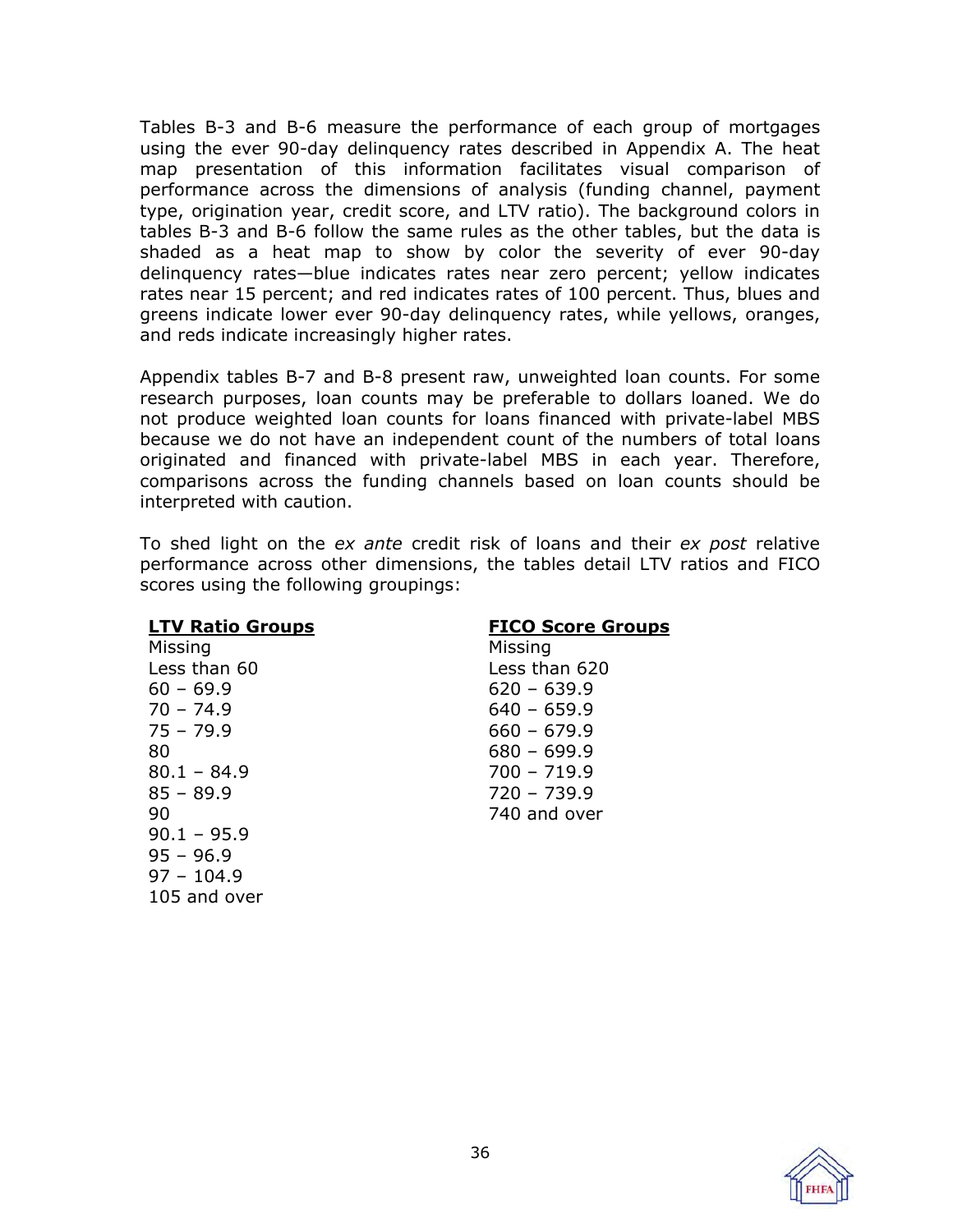Tables B-3 and B-6 measure the performance of each group of mortgages using the ever 90-day delinquency rates described in Appendix A. The heat map presentation of this information facilitates visual comparison of performance across the dimensions of analysis (funding channel, payment type, origination year, credit score, and LTV ratio). The background colors in tables B-3 and B-6 follow the same rules as the other tables, but the data is shaded as a heat map to show by color the severity of ever 90-day delinquency rates—blue indicates rates near zero percent; yellow indicates rates near 15 percent; and red indicates rates of 100 percent. Thus, blues and greens indicate lower ever 90-day delinquency rates, while yellows, oranges, and reds indicate increasingly higher rates.

Appendix tables B-7 and B-8 present raw, unweighted loan counts. For some research purposes, loan counts may be preferable to dollars loaned. We do not produce weighted loan counts for loans financed with private-label MBS because we do not have an independent count of the numbers of total loans originated and financed with private-label MBS in each year. Therefore, comparisons across the funding channels based on loan counts should be interpreted with caution.

To shed light on the *ex ante* credit risk of loans and their *ex post* relative performance across other dimensions, the tables detail LTV ratios and FICO scores using the following groupings:

| **LTV Ratio Groups** | **FICO Score Groups** |
|---|---|
| Missing | Missing |
| Less than 60 | Less than 620 |
| 60 – 69.9 | 620 – 639.9 |
| 70 – 74.9 | 640 – 659.9 |
| 75 – 79.9 | 660 – 679.9 |
| 80 | 680 – 699.9 |
| 80.1 – 84.9 | 700 – 719.9 |
| 85 – 89.9 | 720 – 739.9 |
| 90 | 740 and over |
| 90.1 – 95.9 | |
| 95 – 96.9 | |
| 97 – 104.9 | |
| 105 and over | |